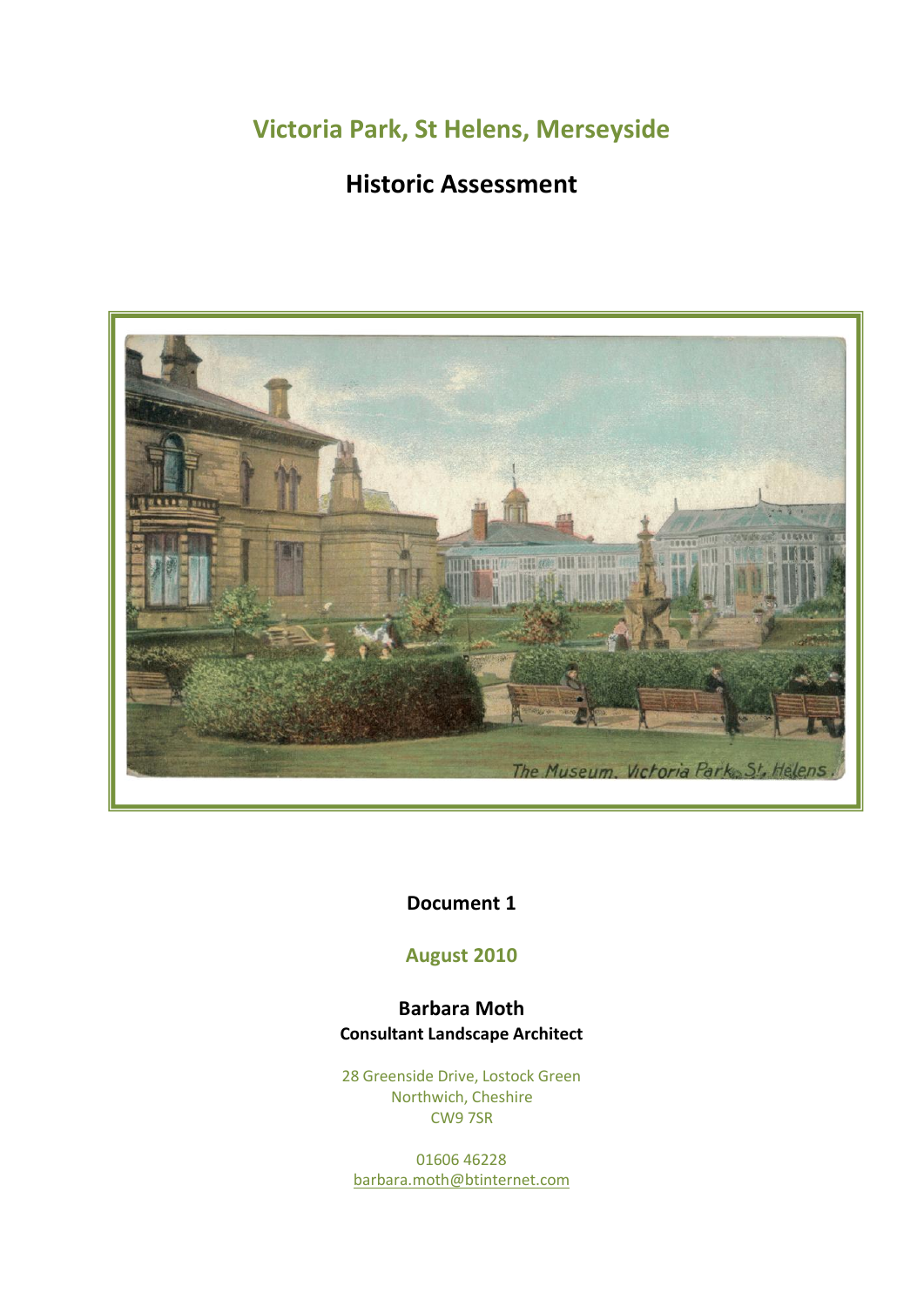# Victoria Park, St Helens, Merseyside

## Historic Assessment

The Museum, Victoria Park, St Helens.

**Document 1**

**August 2010**

**Barbara Moth**
**Consultant Landscape Architect**

28 Greenside Drive, Lostock Green
Northwich, Cheshire
CW9 7SR

01606 46228
barbara.moth@btinternet.com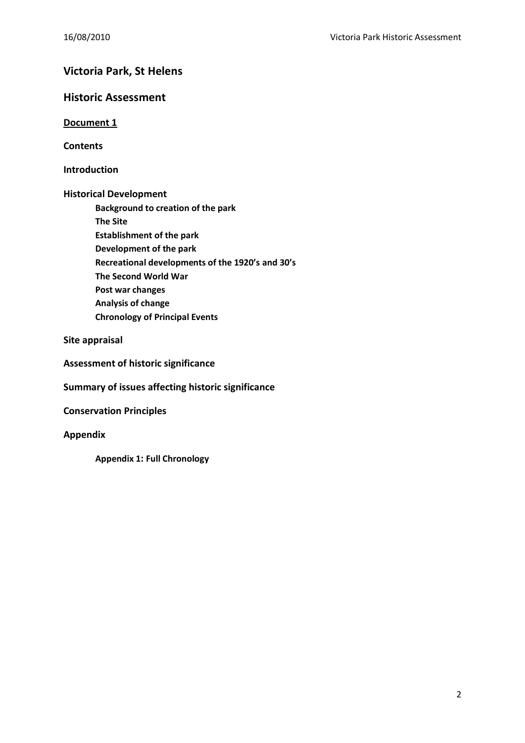# Victoria Park, St Helens

## Historic Assessment

**Document 1**

**Contents**

**Introduction**

**Historical Development**

- **Background to creation of the park**
- **The Site**
- **Establishment of the park**
- **Development of the park**
- **Recreational developments of the 1920's and 30's**
- **The Second World War**
- **Post war changes**
- **Analysis of change**
- **Chronology of Principal Events**

**Site appraisal**

**Assessment of historic significance**

**Summary of issues affecting historic significance**

**Conservation Principles**

**Appendix**

- **Appendix 1: Full Chronology**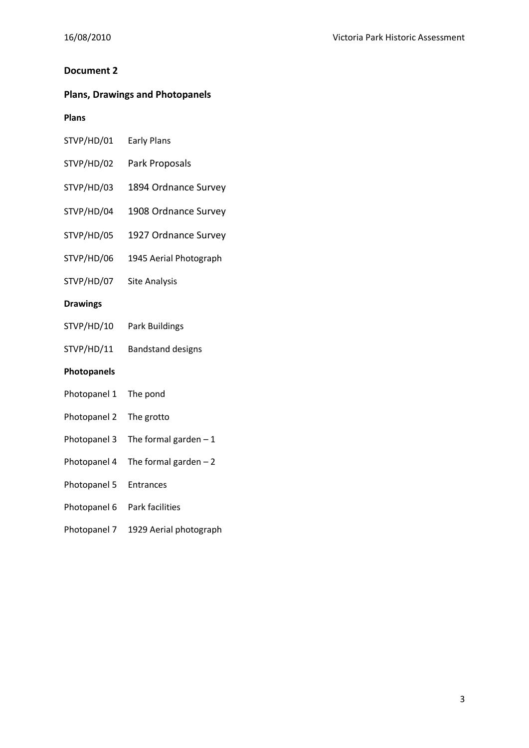## Document 2

### Plans, Drawings and Photopanels

#### Plans

| | |
|---|---|
| STVP/HD/01 | Early Plans |
| STVP/HD/02 | Park Proposals |
| STVP/HD/03 | 1894 Ordnance Survey |
| STVP/HD/04 | 1908 Ordnance Survey |
| STVP/HD/05 | 1927 Ordnance Survey |
| STVP/HD/06 | 1945 Aerial Photograph |
| STVP/HD/07 | Site Analysis |

#### Drawings

| | |
|---|---|
| STVP/HD/10 | Park Buildings |
| STVP/HD/11 | Bandstand designs |

#### Photopanels

| | |
|---|---|
| Photopanel 1 | The pond |
| Photopanel 2 | The grotto |
| Photopanel 3 | The formal garden – 1 |
| Photopanel 4 | The formal garden – 2 |
| Photopanel 5 | Entrances |
| Photopanel 6 | Park facilities |
| Photopanel 7 | 1929 Aerial photograph |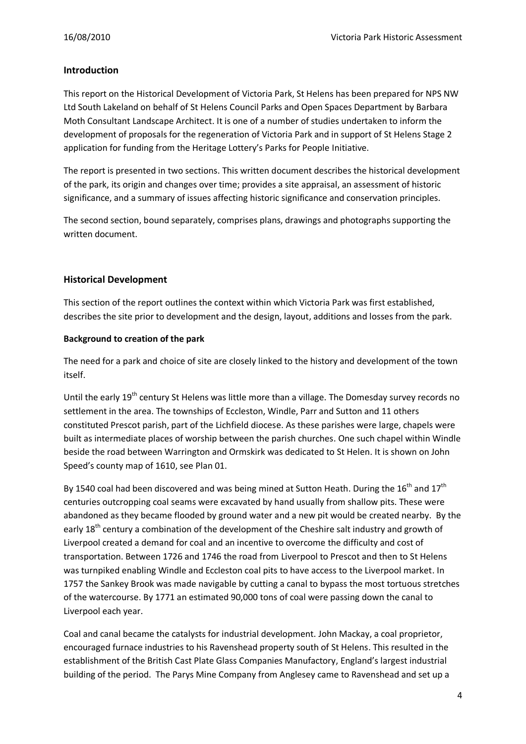## Introduction

This report on the Historical Development of Victoria Park, St Helens has been prepared for NPS NW Ltd South Lakeland on behalf of St Helens Council Parks and Open Spaces Department by Barbara Moth Consultant Landscape Architect. It is one of a number of studies undertaken to inform the development of proposals for the regeneration of Victoria Park and in support of St Helens Stage 2 application for funding from the Heritage Lottery's Parks for People Initiative.

The report is presented in two sections. This written document describes the historical development of the park, its origin and changes over time; provides a site appraisal, an assessment of historic significance, and a summary of issues affecting historic significance and conservation principles.

The second section, bound separately, comprises plans, drawings and photographs supporting the written document.

## Historical Development

This section of the report outlines the context within which Victoria Park was first established, describes the site prior to development and the design, layout, additions and losses from the park.

### Background to creation of the park

The need for a park and choice of site are closely linked to the history and development of the town itself.

Until the early 19th century St Helens was little more than a village. The Domesday survey records no settlement in the area. The townships of Eccleston, Windle, Parr and Sutton and 11 others constituted Prescot parish, part of the Lichfield diocese. As these parishes were large, chapels were built as intermediate places of worship between the parish churches. One such chapel within Windle beside the road between Warrington and Ormskirk was dedicated to St Helen. It is shown on John Speed's county map of 1610, see Plan 01.

By 1540 coal had been discovered and was being mined at Sutton Heath. During the 16th and 17th centuries outcropping coal seams were excavated by hand usually from shallow pits. These were abandoned as they became flooded by ground water and a new pit would be created nearby. By the early 18th century a combination of the development of the Cheshire salt industry and growth of Liverpool created a demand for coal and an incentive to overcome the difficulty and cost of transportation. Between 1726 and 1746 the road from Liverpool to Prescot and then to St Helens was turnpiked enabling Windle and Eccleston coal pits to have access to the Liverpool market. In 1757 the Sankey Brook was made navigable by cutting a canal to bypass the most tortuous stretches of the watercourse. By 1771 an estimated 90,000 tons of coal were passing down the canal to Liverpool each year.

Coal and canal became the catalysts for industrial development. John Mackay, a coal proprietor, encouraged furnace industries to his Ravenshead property south of St Helens. This resulted in the establishment of the British Cast Plate Glass Companies Manufactory, England's largest industrial building of the period. The Parys Mine Company from Anglesey came to Ravenshead and set up a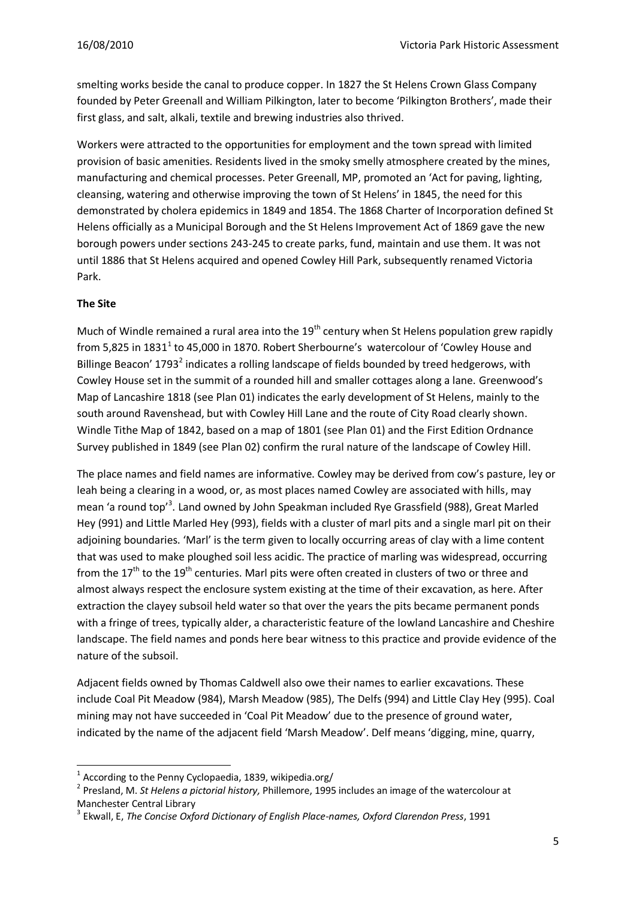smelting works beside the canal to produce copper. In 1827 the St Helens Crown Glass Company founded by Peter Greenall and William Pilkington, later to become 'Pilkington Brothers', made their first glass, and salt, alkali, textile and brewing industries also thrived.

Workers were attracted to the opportunities for employment and the town spread with limited provision of basic amenities. Residents lived in the smoky smelly atmosphere created by the mines, manufacturing and chemical processes. Peter Greenall, MP, promoted an 'Act for paving, lighting, cleansing, watering and otherwise improving the town of St Helens' in 1845, the need for this demonstrated by cholera epidemics in 1849 and 1854. The 1868 Charter of Incorporation defined St Helens officially as a Municipal Borough and the St Helens Improvement Act of 1869 gave the new borough powers under sections 243-245 to create parks, fund, maintain and use them. It was not until 1886 that St Helens acquired and opened Cowley Hill Park, subsequently renamed Victoria Park.

**The Site**

Much of Windle remained a rural area into the 19th century when St Helens population grew rapidly from 5,825 in 1831[1] to 45,000 in 1870. Robert Sherbourne's watercolour of 'Cowley House and Billinge Beacon' 1793[2] indicates a rolling landscape of fields bounded by treed hedgerows, with Cowley House set in the summit of a rounded hill and smaller cottages along a lane. Greenwood's Map of Lancashire 1818 (see Plan 01) indicates the early development of St Helens, mainly to the south around Ravenshead, but with Cowley Hill Lane and the route of City Road clearly shown. Windle Tithe Map of 1842, based on a map of 1801 (see Plan 01) and the First Edition Ordnance Survey published in 1849 (see Plan 02) confirm the rural nature of the landscape of Cowley Hill.

The place names and field names are informative. Cowley may be derived from cow's pasture, ley or leah being a clearing in a wood, or, as most places named Cowley are associated with hills, may mean 'a round top'[3]. Land owned by John Speakman included Rye Grassfield (988), Great Marled Hey (991) and Little Marled Hey (993), fields with a cluster of marl pits and a single marl pit on their adjoining boundaries. 'Marl' is the term given to locally occurring areas of clay with a lime content that was used to make ploughed soil less acidic. The practice of marling was widespread, occurring from the 17th to the 19th centuries. Marl pits were often created in clusters of two or three and almost always respect the enclosure system existing at the time of their excavation, as here. After extraction the clayey subsoil held water so that over the years the pits became permanent ponds with a fringe of trees, typically alder, a characteristic feature of the lowland Lancashire and Cheshire landscape. The field names and ponds here bear witness to this practice and provide evidence of the nature of the subsoil.

Adjacent fields owned by Thomas Caldwell also owe their names to earlier excavations. These include Coal Pit Meadow (984), Marsh Meadow (985), The Delfs (994) and Little Clay Hey (995). Coal mining may not have succeeded in 'Coal Pit Meadow' due to the presence of ground water, indicated by the name of the adjacent field 'Marsh Meadow'. Delf means 'digging, mine, quarry,

---

[1] According to the Penny Cyclopaedia, 1839, wikipedia.org/

[2] Presland, M. *St Helens a pictorial history,* Phillemore, 1995 includes an image of the watercolour at Manchester Central Library

[3] Ekwall, E, *The Concise Oxford Dictionary of English Place-names, Oxford Clarendon Press*, 1991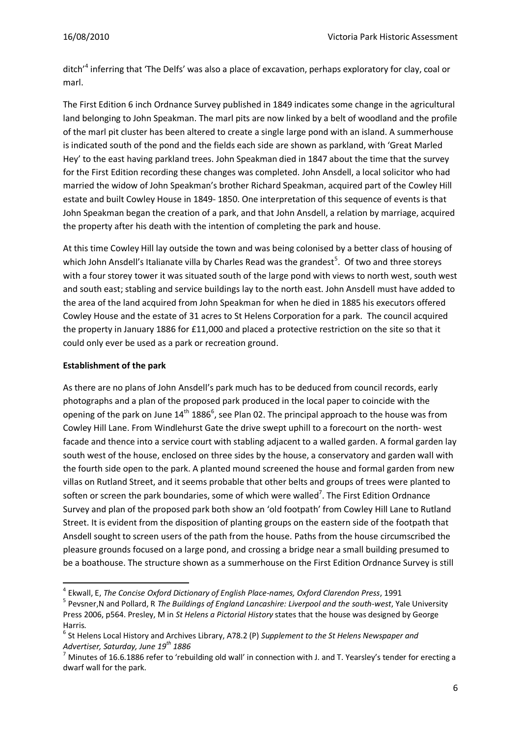ditch'[4] inferring that 'The Delfs' was also a place of excavation, perhaps exploratory for clay, coal or marl.

The First Edition 6 inch Ordnance Survey published in 1849 indicates some change in the agricultural land belonging to John Speakman. The marl pits are now linked by a belt of woodland and the profile of the marl pit cluster has been altered to create a single large pond with an island. A summerhouse is indicated south of the pond and the fields each side are shown as parkland, with 'Great Marled Hey' to the east having parkland trees. John Speakman died in 1847 about the time that the survey for the First Edition recording these changes was completed. John Ansdell, a local solicitor who had married the widow of John Speakman's brother Richard Speakman, acquired part of the Cowley Hill estate and built Cowley House in 1849- 1850. One interpretation of this sequence of events is that John Speakman began the creation of a park, and that John Ansdell, a relation by marriage, acquired the property after his death with the intention of completing the park and house.

At this time Cowley Hill lay outside the town and was being colonised by a better class of housing of which John Ansdell's Italianate villa by Charles Read was the grandest[5]. Of two and three storeys with a four storey tower it was situated south of the large pond with views to north west, south west and south east; stabling and service buildings lay to the north east. John Ansdell must have added to the area of the land acquired from John Speakman for when he died in 1885 his executors offered Cowley House and the estate of 31 acres to St Helens Corporation for a park. The council acquired the property in January 1886 for £11,000 and placed a protective restriction on the site so that it could only ever be used as a park or recreation ground.

**Establishment of the park**

As there are no plans of John Ansdell's park much has to be deduced from council records, early photographs and a plan of the proposed park produced in the local paper to coincide with the opening of the park on June 14th 1886[6], see Plan 02. The principal approach to the house was from Cowley Hill Lane. From Windlehurst Gate the drive swept uphill to a forecourt on the north- west facade and thence into a service court with stabling adjacent to a walled garden. A formal garden lay south west of the house, enclosed on three sides by the house, a conservatory and garden wall with the fourth side open to the park. A planted mound screened the house and formal garden from new villas on Rutland Street, and it seems probable that other belts and groups of trees were planted to soften or screen the park boundaries, some of which were walled[7]. The First Edition Ordnance Survey and plan of the proposed park both show an 'old footpath' from Cowley Hill Lane to Rutland Street. It is evident from the disposition of planting groups on the eastern side of the footpath that Ansdell sought to screen users of the path from the house. Paths from the house circumscribed the pleasure grounds focused on a large pond, and crossing a bridge near a small building presumed to be a boathouse. The structure shown as a summerhouse on the First Edition Ordnance Survey is still

---

[4] Ekwall, E, *The Concise Oxford Dictionary of English Place-names, Oxford Clarendon Press*, 1991

[5] Pevsner,N and Pollard, R *The Buildings of England Lancashire: Liverpool and the south-west*, Yale University Press 2006, p564. Presley, M in *St Helens a Pictorial History* states that the house was designed by George Harris.

[6] St Helens Local History and Archives Library, A78.2 (P) *Supplement to the St Helens Newspaper and Advertiser, Saturday, June 19th 1886*

[7] Minutes of 16.6.1886 refer to 'rebuilding old wall' in connection with J. and T. Yearsley's tender for erecting a dwarf wall for the park.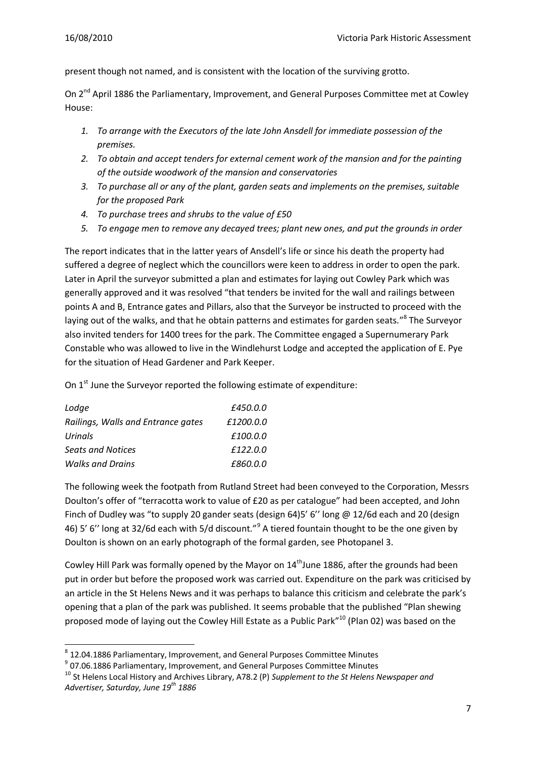present though not named, and is consistent with the location of the surviving grotto.

On 2nd April 1886 the Parliamentary, Improvement, and General Purposes Committee met at Cowley House:

1. *To arrange with the Executors of the late John Ansdell for immediate possession of the premises.*
2. *To obtain and accept tenders for external cement work of the mansion and for the painting of the outside woodwork of the mansion and conservatories*
3. *To purchase all or any of the plant, garden seats and implements on the premises, suitable for the proposed Park*
4. *To purchase trees and shrubs to the value of £50*
5. *To engage men to remove any decayed trees; plant new ones, and put the grounds in order*

The report indicates that in the latter years of Ansdell's life or since his death the property had suffered a degree of neglect which the councillors were keen to address in order to open the park. Later in April the surveyor submitted a plan and estimates for laying out Cowley Park which was generally approved and it was resolved "that tenders be invited for the wall and railings between points A and B, Entrance gates and Pillars, also that the Surveyor be instructed to proceed with the laying out of the walks, and that he obtain patterns and estimates for garden seats."[8] The Surveyor also invited tenders for 1400 trees for the park. The Committee engaged a Supernumerary Park Constable who was allowed to live in the Windlehurst Lodge and accepted the application of E. Pye for the situation of Head Gardener and Park Keeper.

On 1st June the Surveyor reported the following estimate of expenditure:

| | |
|---|---|
| *Lodge* | *£450.0.0* |
| *Railings, Walls and Entrance gates* | *£1200.0.0* |
| *Urinals* | *£100.0.0* |
| *Seats and Notices* | *£122.0.0* |
| *Walks and Drains* | *£860.0.0* |

The following week the footpath from Rutland Street had been conveyed to the Corporation, Messrs Doulton's offer of "terracotta work to value of £20 as per catalogue" had been accepted, and John Finch of Dudley was "to supply 20 gander seats (design 64)5' 6'' long @ 12/6d each and 20 (design 46) 5' 6'' long at 32/6d each with 5/d discount."[9] A tiered fountain thought to be the one given by Doulton is shown on an early photograph of the formal garden, see Photopanel 3.

Cowley Hill Park was formally opened by the Mayor on 14thJune 1886, after the grounds had been put in order but before the proposed work was carried out. Expenditure on the park was criticised by an article in the St Helens News and it was perhaps to balance this criticism and celebrate the park's opening that a plan of the park was published. It seems probable that the published "Plan shewing proposed mode of laying out the Cowley Hill Estate as a Public Park"[10] (Plan 02) was based on the

[8] 12.04.1886 Parliamentary, Improvement, and General Purposes Committee Minutes

[9] 07.06.1886 Parliamentary, Improvement, and General Purposes Committee Minutes

[10] St Helens Local History and Archives Library, A78.2 (P) *Supplement to the St Helens Newspaper and Advertiser, Saturday, June 19th 1886*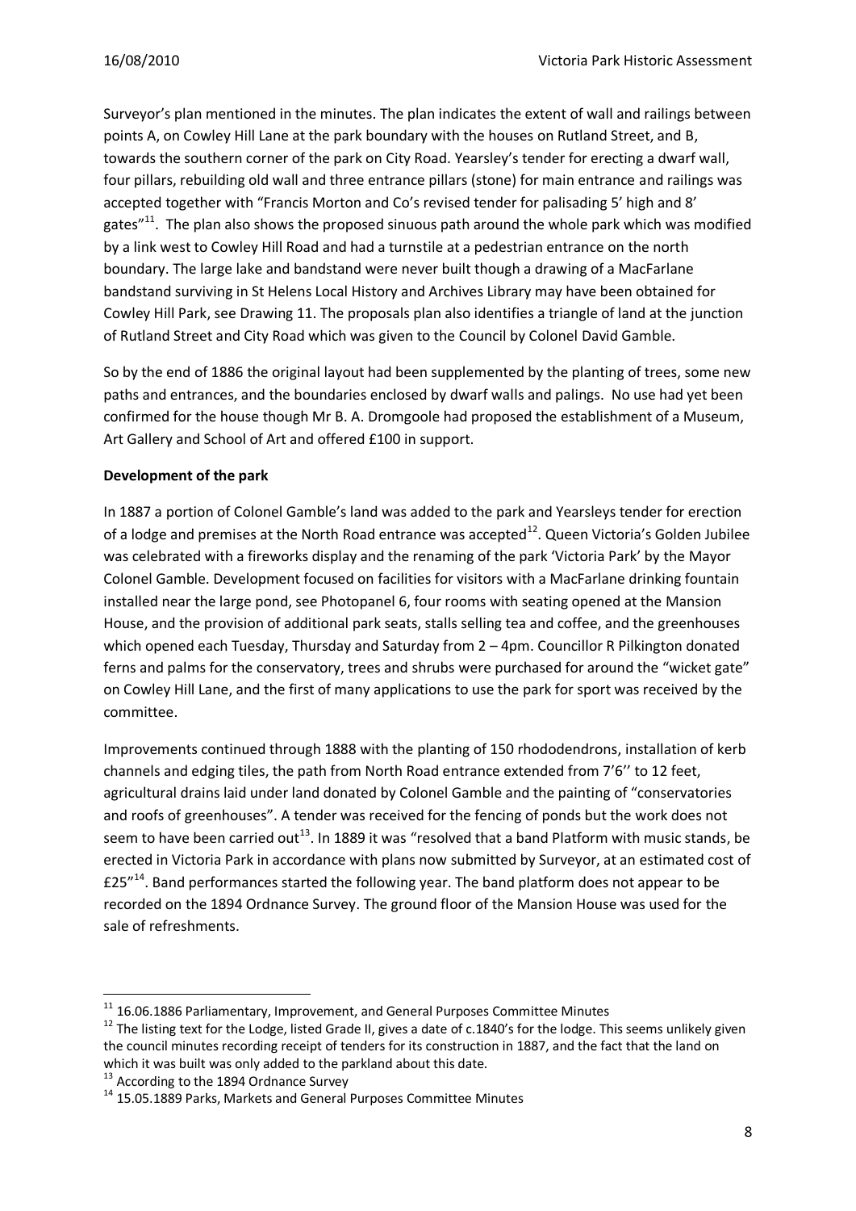Surveyor's plan mentioned in the minutes. The plan indicates the extent of wall and railings between points A, on Cowley Hill Lane at the park boundary with the houses on Rutland Street, and B, towards the southern corner of the park on City Road. Yearsley's tender for erecting a dwarf wall, four pillars, rebuilding old wall and three entrance pillars (stone) for main entrance and railings was accepted together with "Francis Morton and Co's revised tender for palisading 5' high and 8' gates"[11]. The plan also shows the proposed sinuous path around the whole park which was modified by a link west to Cowley Hill Road and had a turnstile at a pedestrian entrance on the north boundary. The large lake and bandstand were never built though a drawing of a MacFarlane bandstand surviving in St Helens Local History and Archives Library may have been obtained for Cowley Hill Park, see Drawing 11. The proposals plan also identifies a triangle of land at the junction of Rutland Street and City Road which was given to the Council by Colonel David Gamble.

So by the end of 1886 the original layout had been supplemented by the planting of trees, some new paths and entrances, and the boundaries enclosed by dwarf walls and palings. No use had yet been confirmed for the house though Mr B. A. Dromgoole had proposed the establishment of a Museum, Art Gallery and School of Art and offered £100 in support.

**Development of the park**

In 1887 a portion of Colonel Gamble's land was added to the park and Yearsleys tender for erection of a lodge and premises at the North Road entrance was accepted[12]. Queen Victoria's Golden Jubilee was celebrated with a fireworks display and the renaming of the park 'Victoria Park' by the Mayor Colonel Gamble. Development focused on facilities for visitors with a MacFarlane drinking fountain installed near the large pond, see Photopanel 6, four rooms with seating opened at the Mansion House, and the provision of additional park seats, stalls selling tea and coffee, and the greenhouses which opened each Tuesday, Thursday and Saturday from 2 – 4pm. Councillor R Pilkington donated ferns and palms for the conservatory, trees and shrubs were purchased for around the "wicket gate" on Cowley Hill Lane, and the first of many applications to use the park for sport was received by the committee.

Improvements continued through 1888 with the planting of 150 rhododendrons, installation of kerb channels and edging tiles, the path from North Road entrance extended from 7'6'' to 12 feet, agricultural drains laid under land donated by Colonel Gamble and the painting of "conservatories and roofs of greenhouses". A tender was received for the fencing of ponds but the work does not seem to have been carried out[13]. In 1889 it was "resolved that a band Platform with music stands, be erected in Victoria Park in accordance with plans now submitted by Surveyor, at an estimated cost of £25"[14]. Band performances started the following year. The band platform does not appear to be recorded on the 1894 Ordnance Survey. The ground floor of the Mansion House was used for the sale of refreshments.

---

[11] 16.06.1886 Parliamentary, Improvement, and General Purposes Committee Minutes

[12] The listing text for the Lodge, listed Grade II, gives a date of c.1840's for the lodge. This seems unlikely given the council minutes recording receipt of tenders for its construction in 1887, and the fact that the land on which it was built was only added to the parkland about this date.

[13] According to the 1894 Ordnance Survey

[14] 15.05.1889 Parks, Markets and General Purposes Committee Minutes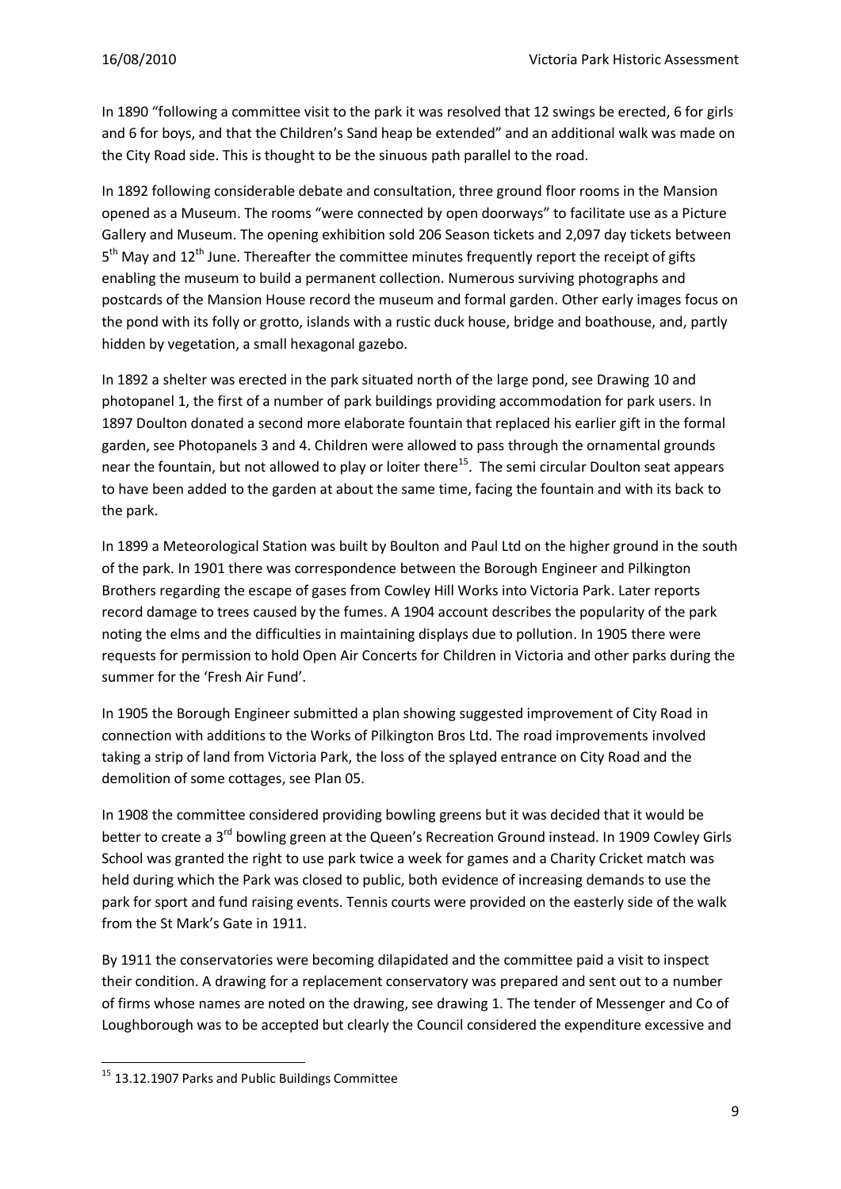In 1890 "following a committee visit to the park it was resolved that 12 swings be erected, 6 for girls and 6 for boys, and that the Children's Sand heap be extended" and an additional walk was made on the City Road side. This is thought to be the sinuous path parallel to the road.

In 1892 following considerable debate and consultation, three ground floor rooms in the Mansion opened as a Museum. The rooms "were connected by open doorways" to facilitate use as a Picture Gallery and Museum. The opening exhibition sold 206 Season tickets and 2,097 day tickets between 5th May and 12th June. Thereafter the committee minutes frequently report the receipt of gifts enabling the museum to build a permanent collection. Numerous surviving photographs and postcards of the Mansion House record the museum and formal garden. Other early images focus on the pond with its folly or grotto, islands with a rustic duck house, bridge and boathouse, and, partly hidden by vegetation, a small hexagonal gazebo.

In 1892 a shelter was erected in the park situated north of the large pond, see Drawing 10 and photopanel 1, the first of a number of park buildings providing accommodation for park users. In 1897 Doulton donated a second more elaborate fountain that replaced his earlier gift in the formal garden, see Photopanels 3 and 4. Children were allowed to pass through the ornamental grounds near the fountain, but not allowed to play or loiter there[15]. The semi circular Doulton seat appears to have been added to the garden at about the same time, facing the fountain and with its back to the park.

In 1899 a Meteorological Station was built by Boulton and Paul Ltd on the higher ground in the south of the park. In 1901 there was correspondence between the Borough Engineer and Pilkington Brothers regarding the escape of gases from Cowley Hill Works into Victoria Park. Later reports record damage to trees caused by the fumes. A 1904 account describes the popularity of the park noting the elms and the difficulties in maintaining displays due to pollution. In 1905 there were requests for permission to hold Open Air Concerts for Children in Victoria and other parks during the summer for the 'Fresh Air Fund'.

In 1905 the Borough Engineer submitted a plan showing suggested improvement of City Road in connection with additions to the Works of Pilkington Bros Ltd. The road improvements involved taking a strip of land from Victoria Park, the loss of the splayed entrance on City Road and the demolition of some cottages, see Plan 05.

In 1908 the committee considered providing bowling greens but it was decided that it would be better to create a 3rd bowling green at the Queen's Recreation Ground instead. In 1909 Cowley Girls School was granted the right to use park twice a week for games and a Charity Cricket match was held during which the Park was closed to public, both evidence of increasing demands to use the park for sport and fund raising events. Tennis courts were provided on the easterly side of the walk from the St Mark's Gate in 1911.

By 1911 the conservatories were becoming dilapidated and the committee paid a visit to inspect their condition. A drawing for a replacement conservatory was prepared and sent out to a number of firms whose names are noted on the drawing, see drawing 1. The tender of Messenger and Co of Loughborough was to be accepted but clearly the Council considered the expenditure excessive and

[15] 13.12.1907 Parks and Public Buildings Committee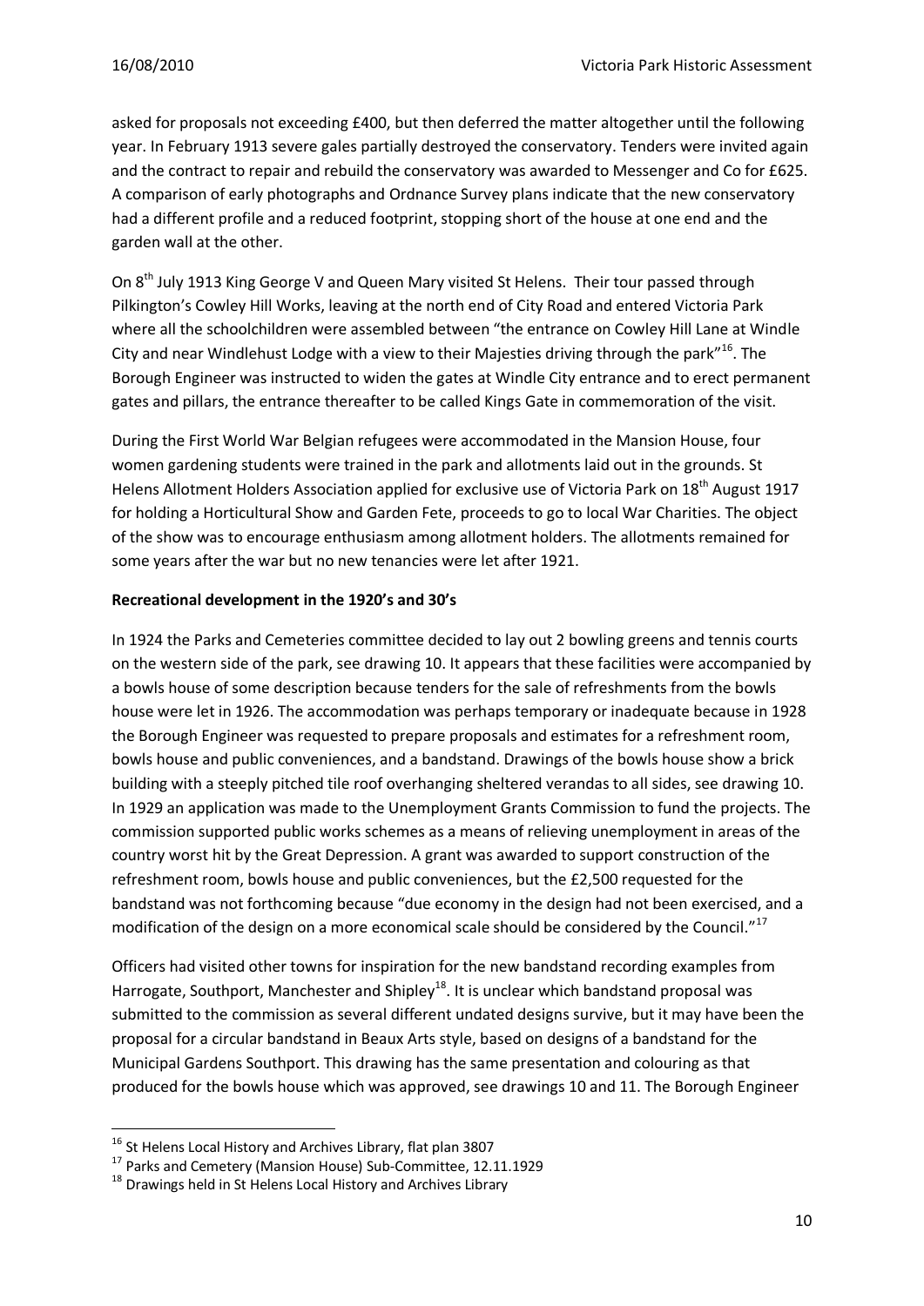asked for proposals not exceeding £400, but then deferred the matter altogether until the following year. In February 1913 severe gales partially destroyed the conservatory. Tenders were invited again and the contract to repair and rebuild the conservatory was awarded to Messenger and Co for £625. A comparison of early photographs and Ordnance Survey plans indicate that the new conservatory had a different profile and a reduced footprint, stopping short of the house at one end and the garden wall at the other.

On 8th July 1913 King George V and Queen Mary visited St Helens. Their tour passed through Pilkington's Cowley Hill Works, leaving at the north end of City Road and entered Victoria Park where all the schoolchildren were assembled between "the entrance on Cowley Hill Lane at Windle City and near Windlehust Lodge with a view to their Majesties driving through the park"[16]. The Borough Engineer was instructed to widen the gates at Windle City entrance and to erect permanent gates and pillars, the entrance thereafter to be called Kings Gate in commemoration of the visit.

During the First World War Belgian refugees were accommodated in the Mansion House, four women gardening students were trained in the park and allotments laid out in the grounds. St Helens Allotment Holders Association applied for exclusive use of Victoria Park on 18th August 1917 for holding a Horticultural Show and Garden Fete, proceeds to go to local War Charities. The object of the show was to encourage enthusiasm among allotment holders. The allotments remained for some years after the war but no new tenancies were let after 1921.

**Recreational development in the 1920's and 30's**

In 1924 the Parks and Cemeteries committee decided to lay out 2 bowling greens and tennis courts on the western side of the park, see drawing 10. It appears that these facilities were accompanied by a bowls house of some description because tenders for the sale of refreshments from the bowls house were let in 1926. The accommodation was perhaps temporary or inadequate because in 1928 the Borough Engineer was requested to prepare proposals and estimates for a refreshment room, bowls house and public conveniences, and a bandstand. Drawings of the bowls house show a brick building with a steeply pitched tile roof overhanging sheltered verandas to all sides, see drawing 10. In 1929 an application was made to the Unemployment Grants Commission to fund the projects. The commission supported public works schemes as a means of relieving unemployment in areas of the country worst hit by the Great Depression. A grant was awarded to support construction of the refreshment room, bowls house and public conveniences, but the £2,500 requested for the bandstand was not forthcoming because "due economy in the design had not been exercised, and a modification of the design on a more economical scale should be considered by the Council."[17]

Officers had visited other towns for inspiration for the new bandstand recording examples from Harrogate, Southport, Manchester and Shipley[18]. It is unclear which bandstand proposal was submitted to the commission as several different undated designs survive, but it may have been the proposal for a circular bandstand in Beaux Arts style, based on designs of a bandstand for the Municipal Gardens Southport. This drawing has the same presentation and colouring as that produced for the bowls house which was approved, see drawings 10 and 11. The Borough Engineer

[16] St Helens Local History and Archives Library, flat plan 3807

[17] Parks and Cemetery (Mansion House) Sub-Committee, 12.11.1929

[18] Drawings held in St Helens Local History and Archives Library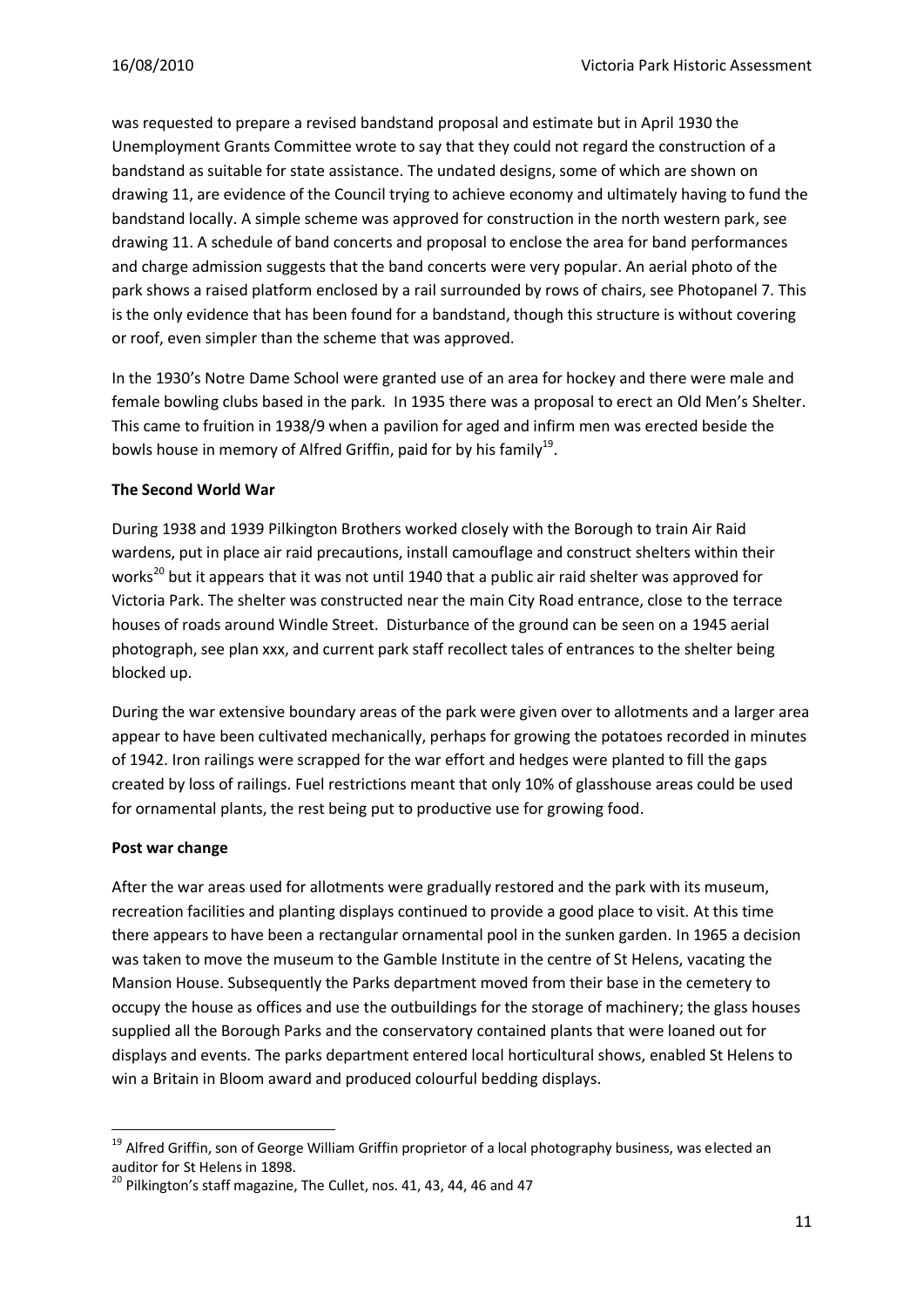was requested to prepare a revised bandstand proposal and estimate but in April 1930 the Unemployment Grants Committee wrote to say that they could not regard the construction of a bandstand as suitable for state assistance. The undated designs, some of which are shown on drawing 11, are evidence of the Council trying to achieve economy and ultimately having to fund the bandstand locally. A simple scheme was approved for construction in the north western park, see drawing 11. A schedule of band concerts and proposal to enclose the area for band performances and charge admission suggests that the band concerts were very popular. An aerial photo of the park shows a raised platform enclosed by a rail surrounded by rows of chairs, see Photopanel 7. This is the only evidence that has been found for a bandstand, though this structure is without covering or roof, even simpler than the scheme that was approved.

In the 1930's Notre Dame School were granted use of an area for hockey and there were male and female bowling clubs based in the park. In 1935 there was a proposal to erect an Old Men's Shelter. This came to fruition in 1938/9 when a pavilion for aged and infirm men was erected beside the bowls house in memory of Alfred Griffin, paid for by his family[19].

**The Second World War**

During 1938 and 1939 Pilkington Brothers worked closely with the Borough to train Air Raid wardens, put in place air raid precautions, install camouflage and construct shelters within their works[20] but it appears that it was not until 1940 that a public air raid shelter was approved for Victoria Park. The shelter was constructed near the main City Road entrance, close to the terrace houses of roads around Windle Street. Disturbance of the ground can be seen on a 1945 aerial photograph, see plan xxx, and current park staff recollect tales of entrances to the shelter being blocked up.

During the war extensive boundary areas of the park were given over to allotments and a larger area appear to have been cultivated mechanically, perhaps for growing the potatoes recorded in minutes of 1942. Iron railings were scrapped for the war effort and hedges were planted to fill the gaps created by loss of railings. Fuel restrictions meant that only 10% of glasshouse areas could be used for ornamental plants, the rest being put to productive use for growing food.

**Post war change**

After the war areas used for allotments were gradually restored and the park with its museum, recreation facilities and planting displays continued to provide a good place to visit. At this time there appears to have been a rectangular ornamental pool in the sunken garden. In 1965 a decision was taken to move the museum to the Gamble Institute in the centre of St Helens, vacating the Mansion House. Subsequently the Parks department moved from their base in the cemetery to occupy the house as offices and use the outbuildings for the storage of machinery; the glass houses supplied all the Borough Parks and the conservatory contained plants that were loaned out for displays and events. The parks department entered local horticultural shows, enabled St Helens to win a Britain in Bloom award and produced colourful bedding displays.

---

[19] Alfred Griffin, son of George William Griffin proprietor of a local photography business, was elected an auditor for St Helens in 1898.

[20] Pilkington's staff magazine, The Cullet, nos. 41, 43, 44, 46 and 47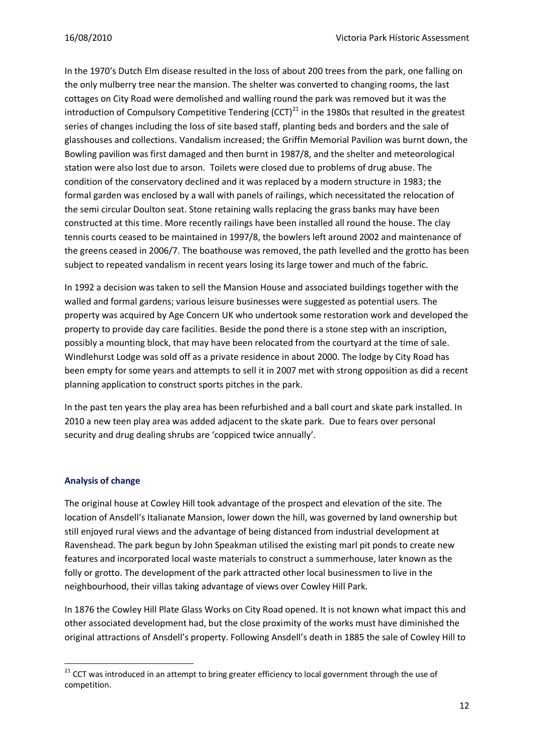In the 1970's Dutch Elm disease resulted in the loss of about 200 trees from the park, one falling on the only mulberry tree near the mansion. The shelter was converted to changing rooms, the last cottages on City Road were demolished and walling round the park was removed but it was the introduction of Compulsory Competitive Tendering (CCT)[21] in the 1980s that resulted in the greatest series of changes including the loss of site based staff, planting beds and borders and the sale of glasshouses and collections. Vandalism increased; the Griffin Memorial Pavilion was burnt down, the Bowling pavilion was first damaged and then burnt in 1987/8, and the shelter and meteorological station were also lost due to arson. Toilets were closed due to problems of drug abuse. The condition of the conservatory declined and it was replaced by a modern structure in 1983; the formal garden was enclosed by a wall with panels of railings, which necessitated the relocation of the semi circular Doulton seat. Stone retaining walls replacing the grass banks may have been constructed at this time. More recently railings have been installed all round the house. The clay tennis courts ceased to be maintained in 1997/8, the bowlers left around 2002 and maintenance of the greens ceased in 2006/7. The boathouse was removed, the path levelled and the grotto has been subject to repeated vandalism in recent years losing its large tower and much of the fabric.

In 1992 a decision was taken to sell the Mansion House and associated buildings together with the walled and formal gardens; various leisure businesses were suggested as potential users. The property was acquired by Age Concern UK who undertook some restoration work and developed the property to provide day care facilities. Beside the pond there is a stone step with an inscription, possibly a mounting block, that may have been relocated from the courtyard at the time of sale. Windlehurst Lodge was sold off as a private residence in about 2000. The lodge by City Road has been empty for some years and attempts to sell it in 2007 met with strong opposition as did a recent planning application to construct sports pitches in the park.

In the past ten years the play area has been refurbished and a ball court and skate park installed. In 2010 a new teen play area was added adjacent to the skate park. Due to fears over personal security and drug dealing shrubs are 'coppiced twice annually'.

### Analysis of change

The original house at Cowley Hill took advantage of the prospect and elevation of the site. The location of Ansdell's Italianate Mansion, lower down the hill, was governed by land ownership but still enjoyed rural views and the advantage of being distanced from industrial development at Ravenshead. The park begun by John Speakman utilised the existing marl pit ponds to create new features and incorporated local waste materials to construct a summerhouse, later known as the folly or grotto. The development of the park attracted other local businessmen to live in the neighbourhood, their villas taking advantage of views over Cowley Hill Park.

In 1876 the Cowley Hill Plate Glass Works on City Road opened. It is not known what impact this and other associated development had, but the close proximity of the works must have diminished the original attractions of Ansdell's property. Following Ansdell's death in 1885 the sale of Cowley Hill to

[21] CCT was introduced in an attempt to bring greater efficiency to local government through the use of competition.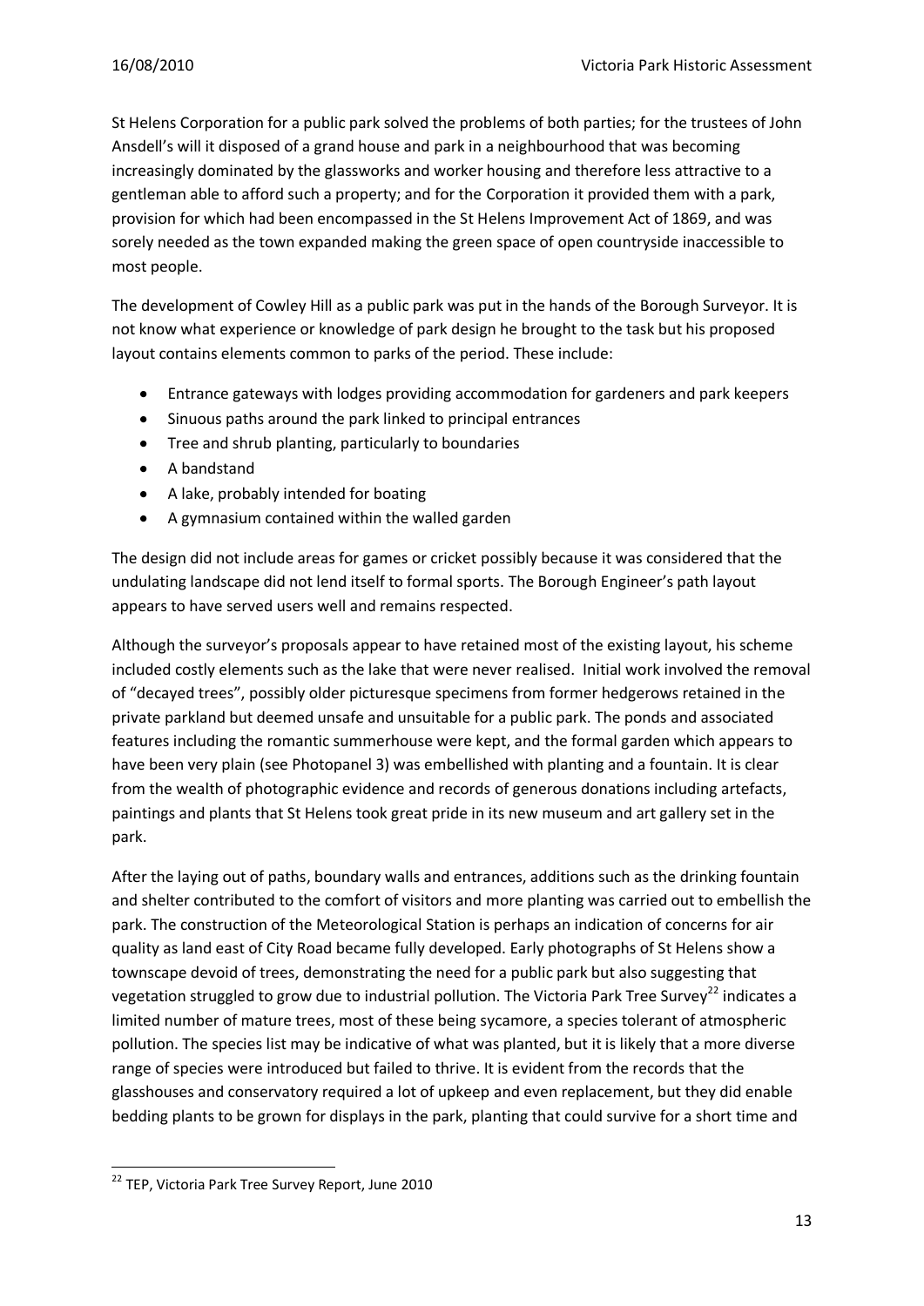St Helens Corporation for a public park solved the problems of both parties; for the trustees of John Ansdell's will it disposed of a grand house and park in a neighbourhood that was becoming increasingly dominated by the glassworks and worker housing and therefore less attractive to a gentleman able to afford such a property; and for the Corporation it provided them with a park, provision for which had been encompassed in the St Helens Improvement Act of 1869, and was sorely needed as the town expanded making the green space of open countryside inaccessible to most people.

The development of Cowley Hill as a public park was put in the hands of the Borough Surveyor. It is not know what experience or knowledge of park design he brought to the task but his proposed layout contains elements common to parks of the period. These include:

- Entrance gateways with lodges providing accommodation for gardeners and park keepers
- Sinuous paths around the park linked to principal entrances
- Tree and shrub planting, particularly to boundaries
- A bandstand
- A lake, probably intended for boating
- A gymnasium contained within the walled garden

The design did not include areas for games or cricket possibly because it was considered that the undulating landscape did not lend itself to formal sports. The Borough Engineer's path layout appears to have served users well and remains respected.

Although the surveyor's proposals appear to have retained most of the existing layout, his scheme included costly elements such as the lake that were never realised. Initial work involved the removal of "decayed trees", possibly older picturesque specimens from former hedgerows retained in the private parkland but deemed unsafe and unsuitable for a public park. The ponds and associated features including the romantic summerhouse were kept, and the formal garden which appears to have been very plain (see Photopanel 3) was embellished with planting and a fountain. It is clear from the wealth of photographic evidence and records of generous donations including artefacts, paintings and plants that St Helens took great pride in its new museum and art gallery set in the park.

After the laying out of paths, boundary walls and entrances, additions such as the drinking fountain and shelter contributed to the comfort of visitors and more planting was carried out to embellish the park. The construction of the Meteorological Station is perhaps an indication of concerns for air quality as land east of City Road became fully developed. Early photographs of St Helens show a townscape devoid of trees, demonstrating the need for a public park but also suggesting that vegetation struggled to grow due to industrial pollution. The Victoria Park Tree Survey[22] indicates a limited number of mature trees, most of these being sycamore, a species tolerant of atmospheric pollution. The species list may be indicative of what was planted, but it is likely that a more diverse range of species were introduced but failed to thrive. It is evident from the records that the glasshouses and conservatory required a lot of upkeep and even replacement, but they did enable bedding plants to be grown for displays in the park, planting that could survive for a short time and

[22] TEP, Victoria Park Tree Survey Report, June 2010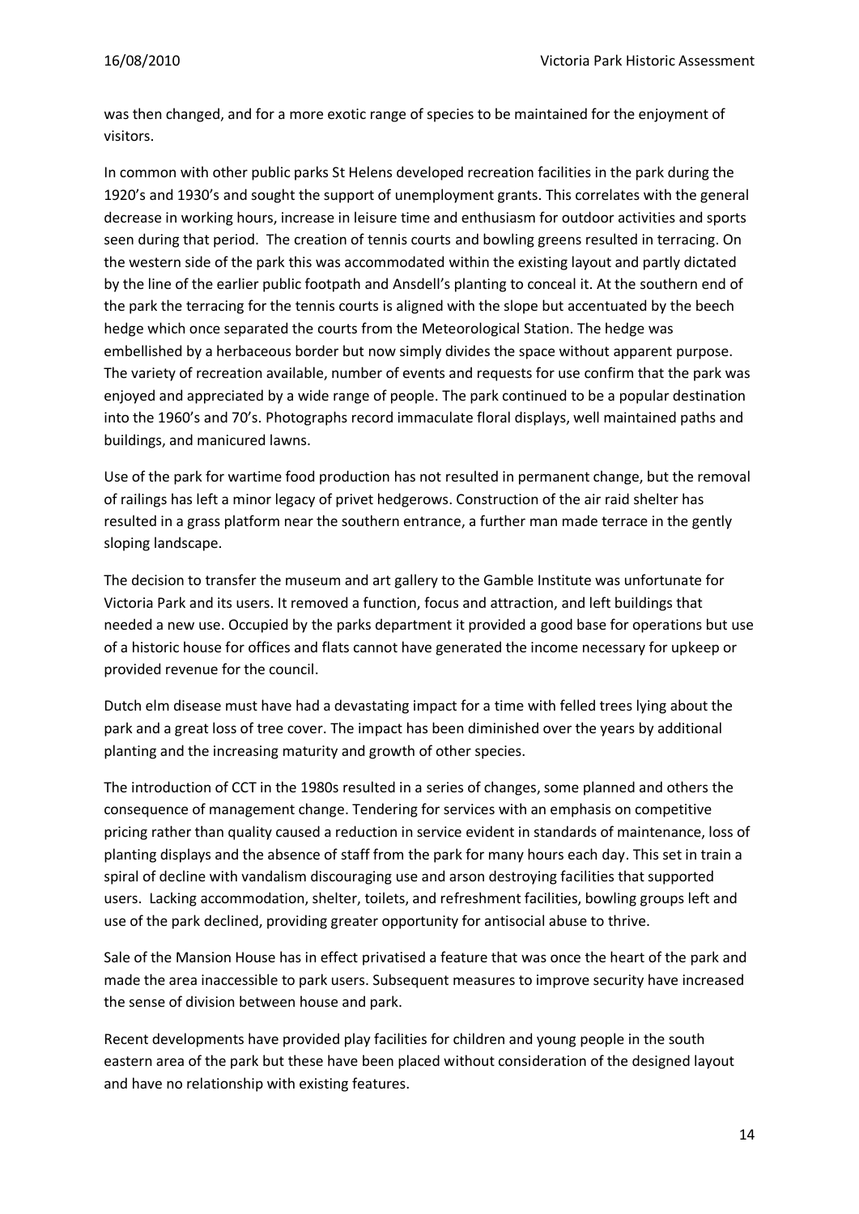was then changed, and for a more exotic range of species to be maintained for the enjoyment of visitors.

In common with other public parks St Helens developed recreation facilities in the park during the 1920's and 1930's and sought the support of unemployment grants. This correlates with the general decrease in working hours, increase in leisure time and enthusiasm for outdoor activities and sports seen during that period. The creation of tennis courts and bowling greens resulted in terracing. On the western side of the park this was accommodated within the existing layout and partly dictated by the line of the earlier public footpath and Ansdell's planting to conceal it. At the southern end of the park the terracing for the tennis courts is aligned with the slope but accentuated by the beech hedge which once separated the courts from the Meteorological Station. The hedge was embellished by a herbaceous border but now simply divides the space without apparent purpose. The variety of recreation available, number of events and requests for use confirm that the park was enjoyed and appreciated by a wide range of people. The park continued to be a popular destination into the 1960's and 70's. Photographs record immaculate floral displays, well maintained paths and buildings, and manicured lawns.

Use of the park for wartime food production has not resulted in permanent change, but the removal of railings has left a minor legacy of privet hedgerows. Construction of the air raid shelter has resulted in a grass platform near the southern entrance, a further man made terrace in the gently sloping landscape.

The decision to transfer the museum and art gallery to the Gamble Institute was unfortunate for Victoria Park and its users. It removed a function, focus and attraction, and left buildings that needed a new use. Occupied by the parks department it provided a good base for operations but use of a historic house for offices and flats cannot have generated the income necessary for upkeep or provided revenue for the council.

Dutch elm disease must have had a devastating impact for a time with felled trees lying about the park and a great loss of tree cover. The impact has been diminished over the years by additional planting and the increasing maturity and growth of other species.

The introduction of CCT in the 1980s resulted in a series of changes, some planned and others the consequence of management change. Tendering for services with an emphasis on competitive pricing rather than quality caused a reduction in service evident in standards of maintenance, loss of planting displays and the absence of staff from the park for many hours each day. This set in train a spiral of decline with vandalism discouraging use and arson destroying facilities that supported users. Lacking accommodation, shelter, toilets, and refreshment facilities, bowling groups left and use of the park declined, providing greater opportunity for antisocial abuse to thrive.

Sale of the Mansion House has in effect privatised a feature that was once the heart of the park and made the area inaccessible to park users. Subsequent measures to improve security have increased the sense of division between house and park.

Recent developments have provided play facilities for children and young people in the south eastern area of the park but these have been placed without consideration of the designed layout and have no relationship with existing features.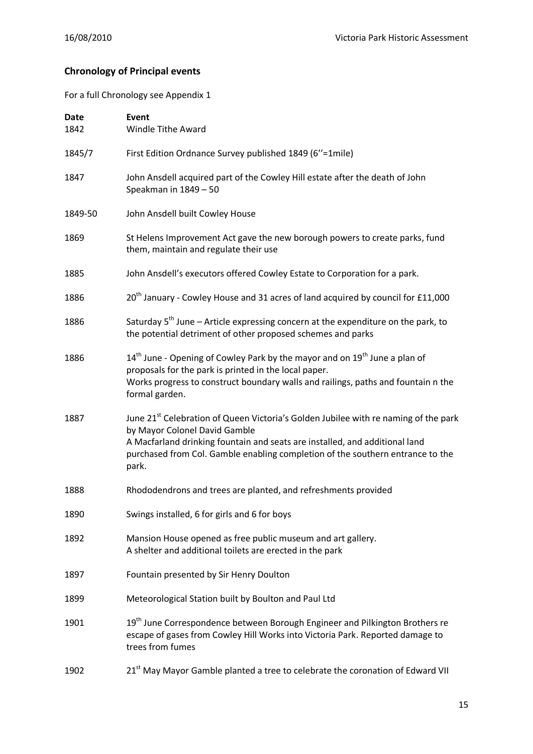## Chronology of Principal events

For a full Chronology see Appendix 1

| Date | Event |
|---|---|
| 1842 | Windle Tithe Award |
| 1845/7 | First Edition Ordnance Survey published 1849 (6''=1mile) |
| 1847 | John Ansdell acquired part of the Cowley Hill estate after the death of John Speakman in 1849 – 50 |
| 1849-50 | John Ansdell built Cowley House |
| 1869 | St Helens Improvement Act gave the new borough powers to create parks, fund them, maintain and regulate their use |
| 1885 | John Ansdell's executors offered Cowley Estate to Corporation for a park. |
| 1886 | 20th January - Cowley House and 31 acres of land acquired by council for £11,000 |
| 1886 | Saturday 5th June – Article expressing concern at the expenditure on the park, to the potential detriment of other proposed schemes and parks |
| 1886 | 14th June - Opening of Cowley Park by the mayor and on 19th June a plan of proposals for the park is printed in the local paper.<br>Works progress to construct boundary walls and railings, paths and fountain n the formal garden. |
| 1887 | June 21st Celebration of Queen Victoria's Golden Jubilee with re naming of the park by Mayor Colonel David Gamble<br>A Macfarland drinking fountain and seats are installed, and additional land purchased from Col. Gamble enabling completion of the southern entrance to the park. |
| 1888 | Rhododendrons and trees are planted, and refreshments provided |
| 1890 | Swings installed, 6 for girls and 6 for boys |
| 1892 | Mansion House opened as free public museum and art gallery.<br>A shelter and additional toilets are erected in the park |
| 1897 | Fountain presented by Sir Henry Doulton |
| 1899 | Meteorological Station built by Boulton and Paul Ltd |
| 1901 | 19th June Correspondence between Borough Engineer and Pilkington Brothers re escape of gases from Cowley Hill Works into Victoria Park. Reported damage to trees from fumes |
| 1902 | 21st May Mayor Gamble planted a tree to celebrate the coronation of Edward VII |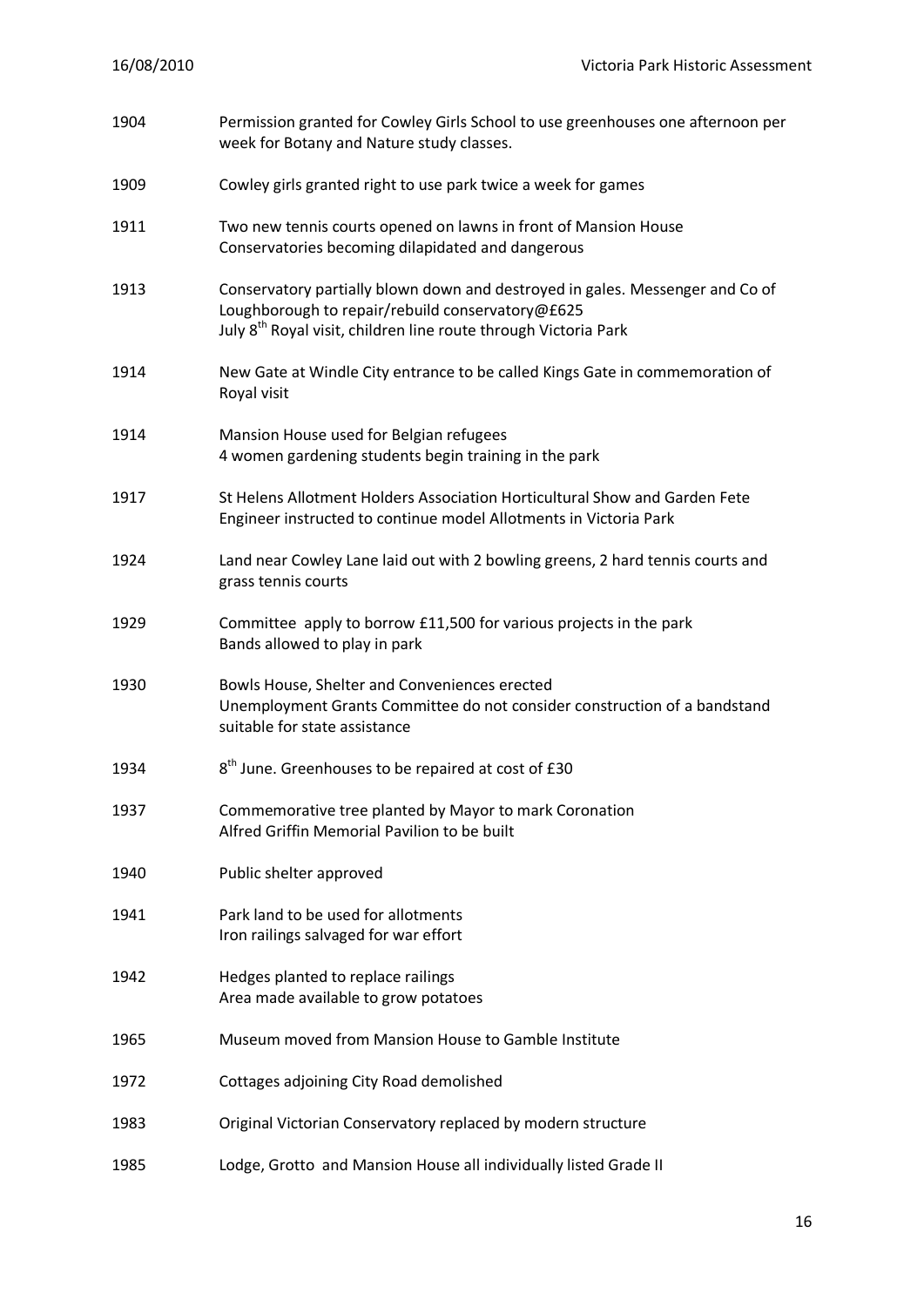| | |
|---|---|
| 1904 | Permission granted for Cowley Girls School to use greenhouses one afternoon per week for Botany and Nature study classes. |
| 1909 | Cowley girls granted right to use park twice a week for games |
| 1911 | Two new tennis courts opened on lawns in front of Mansion House<br>Conservatories becoming dilapidated and dangerous |
| 1913 | Conservatory partially blown down and destroyed in gales. Messenger and Co of Loughborough to repair/rebuild conservatory@£625<br>July 8th Royal visit, children line route through Victoria Park |
| 1914 | New Gate at Windle City entrance to be called Kings Gate in commemoration of Royal visit |
| 1914 | Mansion House used for Belgian refugees<br>4 women gardening students begin training in the park |
| 1917 | St Helens Allotment Holders Association Horticultural Show and Garden Fete<br>Engineer instructed to continue model Allotments in Victoria Park |
| 1924 | Land near Cowley Lane laid out with 2 bowling greens, 2 hard tennis courts and grass tennis courts |
| 1929 | Committee apply to borrow £11,500 for various projects in the park<br>Bands allowed to play in park |
| 1930 | Bowls House, Shelter and Conveniences erected<br>Unemployment Grants Committee do not consider construction of a bandstand suitable for state assistance |
| 1934 | 8th June. Greenhouses to be repaired at cost of £30 |
| 1937 | Commemorative tree planted by Mayor to mark Coronation<br>Alfred Griffin Memorial Pavilion to be built |
| 1940 | Public shelter approved |
| 1941 | Park land to be used for allotments<br>Iron railings salvaged for war effort |
| 1942 | Hedges planted to replace railings<br>Area made available to grow potatoes |
| 1965 | Museum moved from Mansion House to Gamble Institute |
| 1972 | Cottages adjoining City Road demolished |
| 1983 | Original Victorian Conservatory replaced by modern structure |
| 1985 | Lodge, Grotto and Mansion House all individually listed Grade II |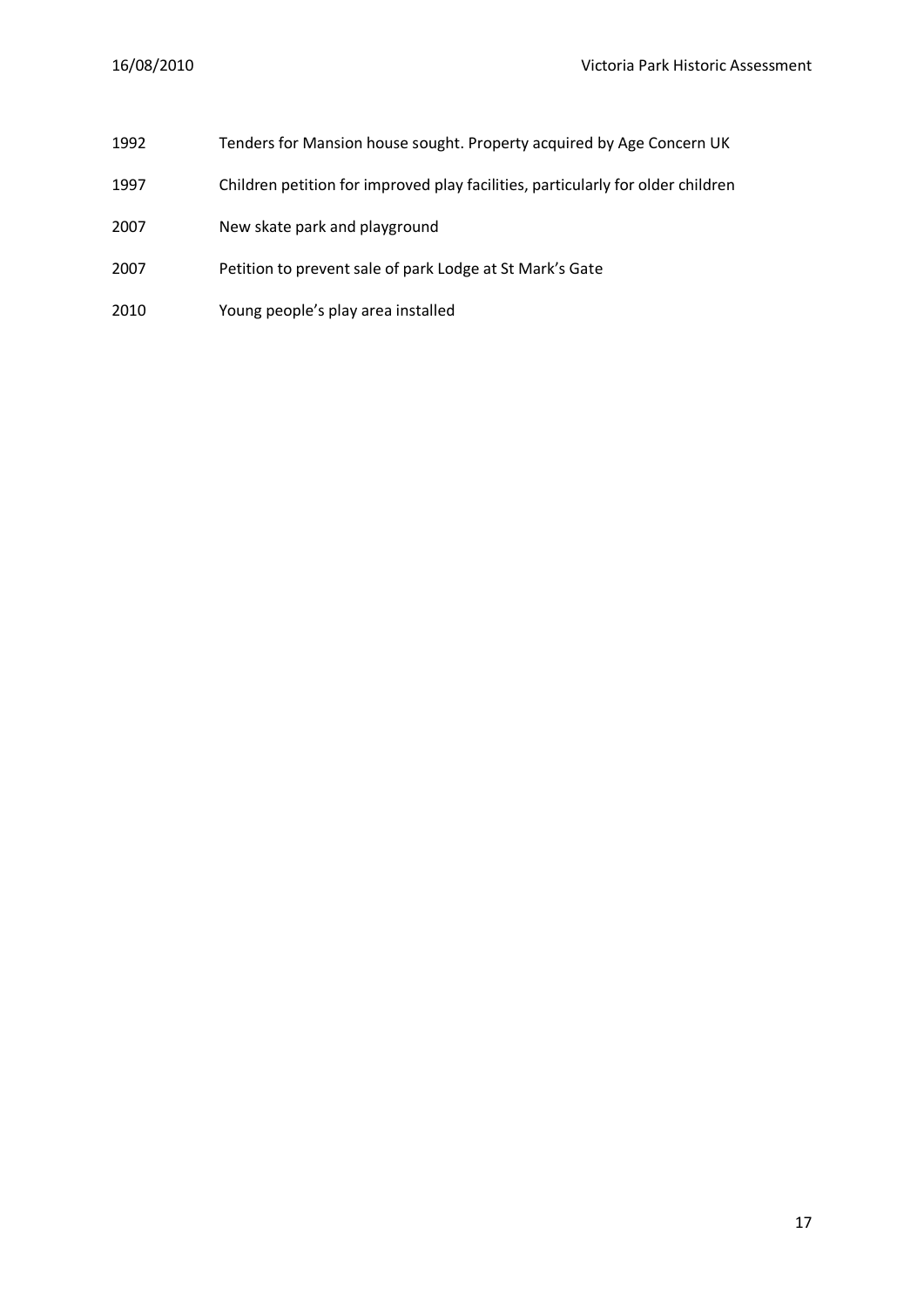| | |
|---|---|
| 1992 | Tenders for Mansion house sought. Property acquired by Age Concern UK |
| 1997 | Children petition for improved play facilities, particularly for older children |
| 2007 | New skate park and playground |
| 2007 | Petition to prevent sale of park Lodge at St Mark's Gate |
| 2010 | Young people's play area installed |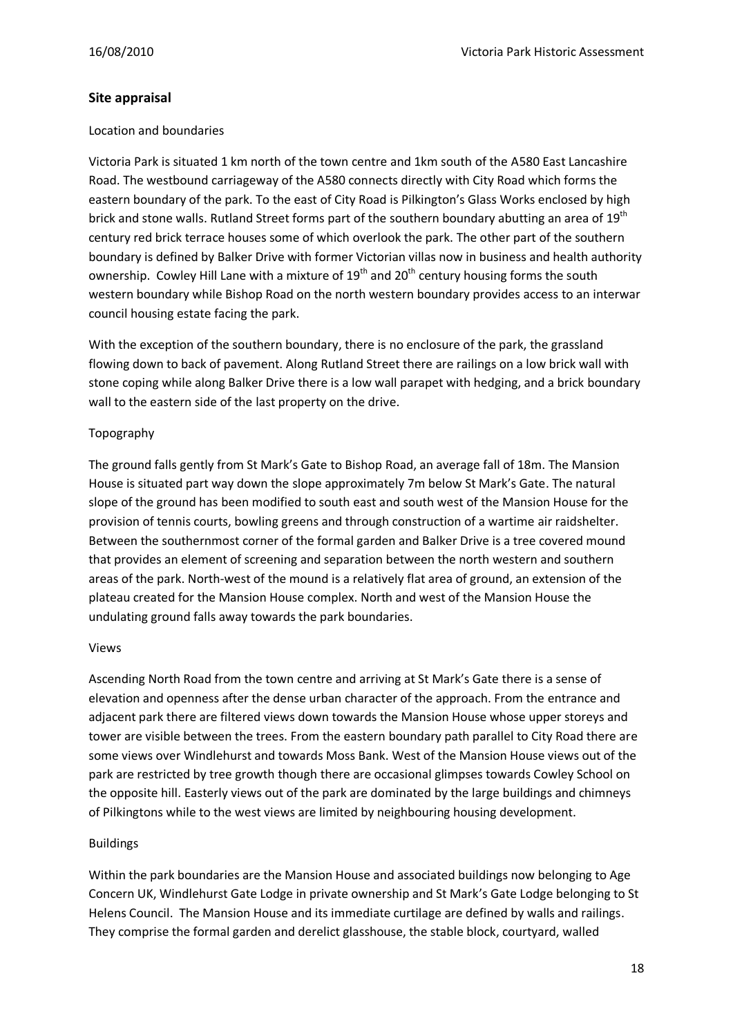## Site appraisal

Location and boundaries

Victoria Park is situated 1 km north of the town centre and 1km south of the A580 East Lancashire Road. The westbound carriageway of the A580 connects directly with City Road which forms the eastern boundary of the park. To the east of City Road is Pilkington's Glass Works enclosed by high brick and stone walls. Rutland Street forms part of the southern boundary abutting an area of 19th century red brick terrace houses some of which overlook the park. The other part of the southern boundary is defined by Balker Drive with former Victorian villas now in business and health authority ownership. Cowley Hill Lane with a mixture of 19th and 20th century housing forms the south western boundary while Bishop Road on the north western boundary provides access to an interwar council housing estate facing the park.

With the exception of the southern boundary, there is no enclosure of the park, the grassland flowing down to back of pavement. Along Rutland Street there are railings on a low brick wall with stone coping while along Balker Drive there is a low wall parapet with hedging, and a brick boundary wall to the eastern side of the last property on the drive.

Topography

The ground falls gently from St Mark's Gate to Bishop Road, an average fall of 18m. The Mansion House is situated part way down the slope approximately 7m below St Mark's Gate. The natural slope of the ground has been modified to south east and south west of the Mansion House for the provision of tennis courts, bowling greens and through construction of a wartime air raidshelter. Between the southernmost corner of the formal garden and Balker Drive is a tree covered mound that provides an element of screening and separation between the north western and southern areas of the park. North-west of the mound is a relatively flat area of ground, an extension of the plateau created for the Mansion House complex. North and west of the Mansion House the undulating ground falls away towards the park boundaries.

Views

Ascending North Road from the town centre and arriving at St Mark's Gate there is a sense of elevation and openness after the dense urban character of the approach. From the entrance and adjacent park there are filtered views down towards the Mansion House whose upper storeys and tower are visible between the trees. From the eastern boundary path parallel to City Road there are some views over Windlehurst and towards Moss Bank. West of the Mansion House views out of the park are restricted by tree growth though there are occasional glimpses towards Cowley School on the opposite hill. Easterly views out of the park are dominated by the large buildings and chimneys of Pilkingtons while to the west views are limited by neighbouring housing development.

Buildings

Within the park boundaries are the Mansion House and associated buildings now belonging to Age Concern UK, Windlehurst Gate Lodge in private ownership and St Mark's Gate Lodge belonging to St Helens Council. The Mansion House and its immediate curtilage are defined by walls and railings. They comprise the formal garden and derelict glasshouse, the stable block, courtyard, walled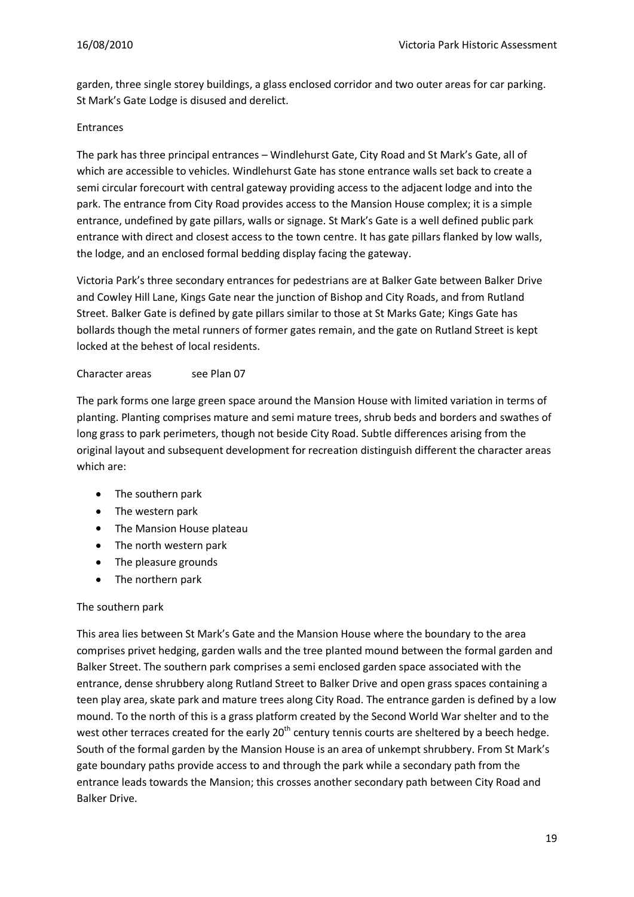garden, three single storey buildings, a glass enclosed corridor and two outer areas for car parking. St Mark's Gate Lodge is disused and derelict.

### Entrances

The park has three principal entrances – Windlehurst Gate, City Road and St Mark's Gate, all of which are accessible to vehicles. Windlehurst Gate has stone entrance walls set back to create a semi circular forecourt with central gateway providing access to the adjacent lodge and into the park. The entrance from City Road provides access to the Mansion House complex; it is a simple entrance, undefined by gate pillars, walls or signage. St Mark's Gate is a well defined public park entrance with direct and closest access to the town centre. It has gate pillars flanked by low walls, the lodge, and an enclosed formal bedding display facing the gateway.

Victoria Park's three secondary entrances for pedestrians are at Balker Gate between Balker Drive and Cowley Hill Lane, Kings Gate near the junction of Bishop and City Roads, and from Rutland Street. Balker Gate is defined by gate pillars similar to those at St Marks Gate; Kings Gate has bollards though the metal runners of former gates remain, and the gate on Rutland Street is kept locked at the behest of local residents.

### Character areas see Plan 07

The park forms one large green space around the Mansion House with limited variation in terms of planting. Planting comprises mature and semi mature trees, shrub beds and borders and swathes of long grass to park perimeters, though not beside City Road. Subtle differences arising from the original layout and subsequent development for recreation distinguish different the character areas which are:

- The southern park
- The western park
- The Mansion House plateau
- The north western park
- The pleasure grounds
- The northern park

### The southern park

This area lies between St Mark's Gate and the Mansion House where the boundary to the area comprises privet hedging, garden walls and the tree planted mound between the formal garden and Balker Street. The southern park comprises a semi enclosed garden space associated with the entrance, dense shrubbery along Rutland Street to Balker Drive and open grass spaces containing a teen play area, skate park and mature trees along City Road. The entrance garden is defined by a low mound. To the north of this is a grass platform created by the Second World War shelter and to the west other terraces created for the early 20th century tennis courts are sheltered by a beech hedge. South of the formal garden by the Mansion House is an area of unkempt shrubbery. From St Mark's gate boundary paths provide access to and through the park while a secondary path from the entrance leads towards the Mansion; this crosses another secondary path between City Road and Balker Drive.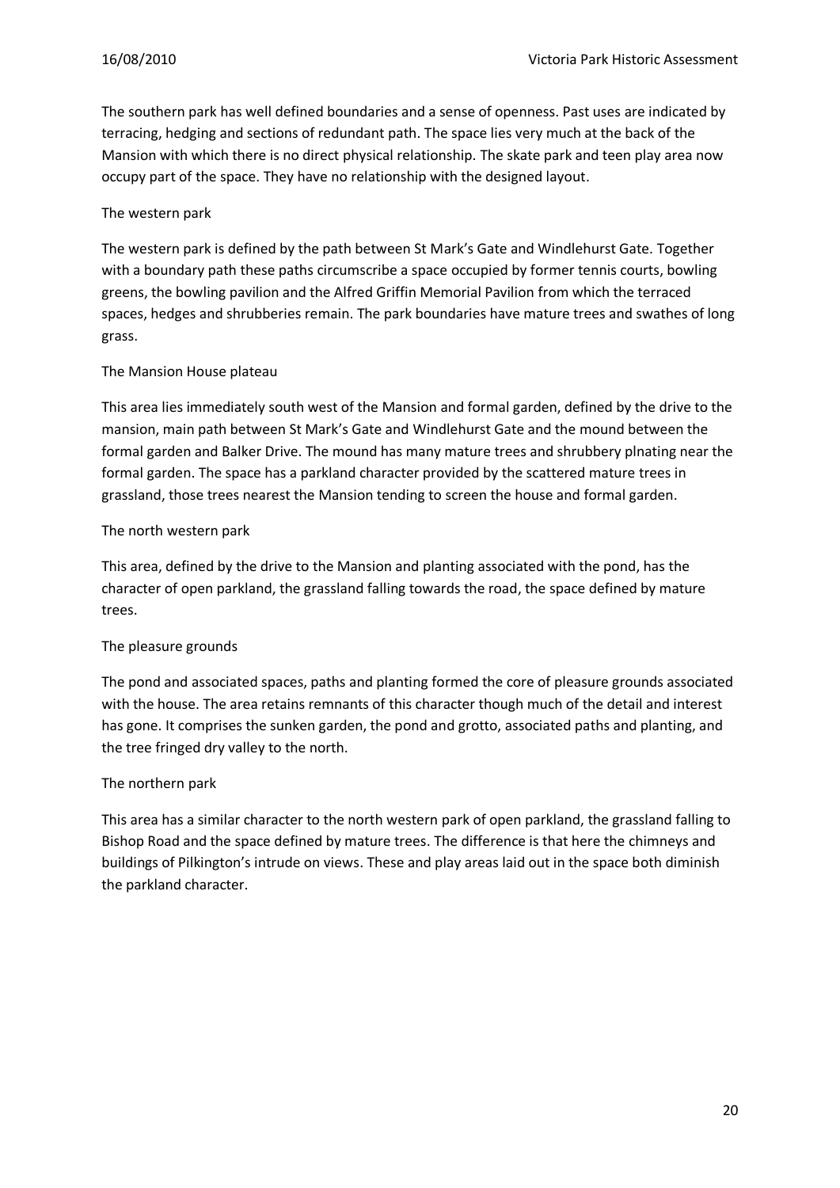The southern park has well defined boundaries and a sense of openness. Past uses are indicated by terracing, hedging and sections of redundant path. The space lies very much at the back of the Mansion with which there is no direct physical relationship. The skate park and teen play area now occupy part of the space. They have no relationship with the designed layout.

### The western park

The western park is defined by the path between St Mark's Gate and Windlehurst Gate. Together with a boundary path these paths circumscribe a space occupied by former tennis courts, bowling greens, the bowling pavilion and the Alfred Griffin Memorial Pavilion from which the terraced spaces, hedges and shrubberies remain. The park boundaries have mature trees and swathes of long grass.

### The Mansion House plateau

This area lies immediately south west of the Mansion and formal garden, defined by the drive to the mansion, main path between St Mark's Gate and Windlehurst Gate and the mound between the formal garden and Balker Drive. The mound has many mature trees and shrubbery plnating near the formal garden. The space has a parkland character provided by the scattered mature trees in grassland, those trees nearest the Mansion tending to screen the house and formal garden.

### The north western park

This area, defined by the drive to the Mansion and planting associated with the pond, has the character of open parkland, the grassland falling towards the road, the space defined by mature trees.

### The pleasure grounds

The pond and associated spaces, paths and planting formed the core of pleasure grounds associated with the house. The area retains remnants of this character though much of the detail and interest has gone. It comprises the sunken garden, the pond and grotto, associated paths and planting, and the tree fringed dry valley to the north.

### The northern park

This area has a similar character to the north western park of open parkland, the grassland falling to Bishop Road and the space defined by mature trees. The difference is that here the chimneys and buildings of Pilkington's intrude on views. These and play areas laid out in the space both diminish the parkland character.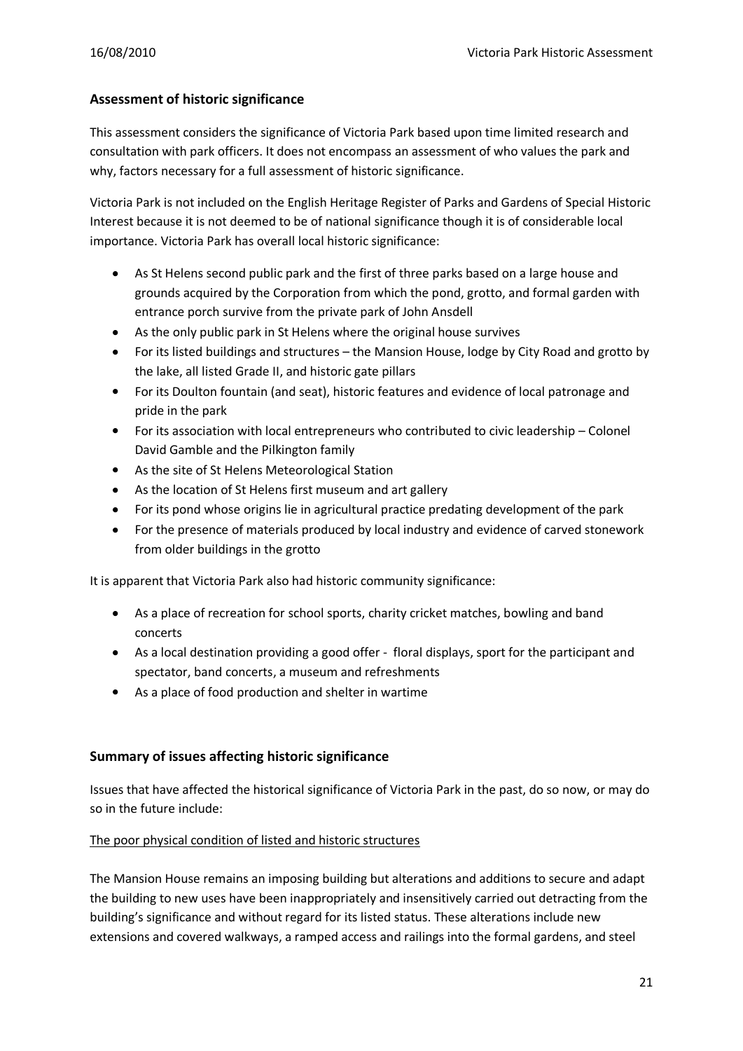## Assessment of historic significance

This assessment considers the significance of Victoria Park based upon time limited research and consultation with park officers. It does not encompass an assessment of who values the park and why, factors necessary for a full assessment of historic significance.

Victoria Park is not included on the English Heritage Register of Parks and Gardens of Special Historic Interest because it is not deemed to be of national significance though it is of considerable local importance. Victoria Park has overall local historic significance:

- As St Helens second public park and the first of three parks based on a large house and grounds acquired by the Corporation from which the pond, grotto, and formal garden with entrance porch survive from the private park of John Ansdell
- As the only public park in St Helens where the original house survives
- For its listed buildings and structures – the Mansion House, lodge by City Road and grotto by the lake, all listed Grade II, and historic gate pillars
- For its Doulton fountain (and seat), historic features and evidence of local patronage and pride in the park
- For its association with local entrepreneurs who contributed to civic leadership – Colonel David Gamble and the Pilkington family
- As the site of St Helens Meteorological Station
- As the location of St Helens first museum and art gallery
- For its pond whose origins lie in agricultural practice predating development of the park
- For the presence of materials produced by local industry and evidence of carved stonework from older buildings in the grotto

It is apparent that Victoria Park also had historic community significance:

- As a place of recreation for school sports, charity cricket matches, bowling and band concerts
- As a local destination providing a good offer - floral displays, sport for the participant and spectator, band concerts, a museum and refreshments
- As a place of food production and shelter in wartime

## Summary of issues affecting historic significance

Issues that have affected the historical significance of Victoria Park in the past, do so now, or may do so in the future include:

<u>The poor physical condition of listed and historic structures</u>

The Mansion House remains an imposing building but alterations and additions to secure and adapt the building to new uses have been inappropriately and insensitively carried out detracting from the building's significance and without regard for its listed status. These alterations include new extensions and covered walkways, a ramped access and railings into the formal gardens, and steel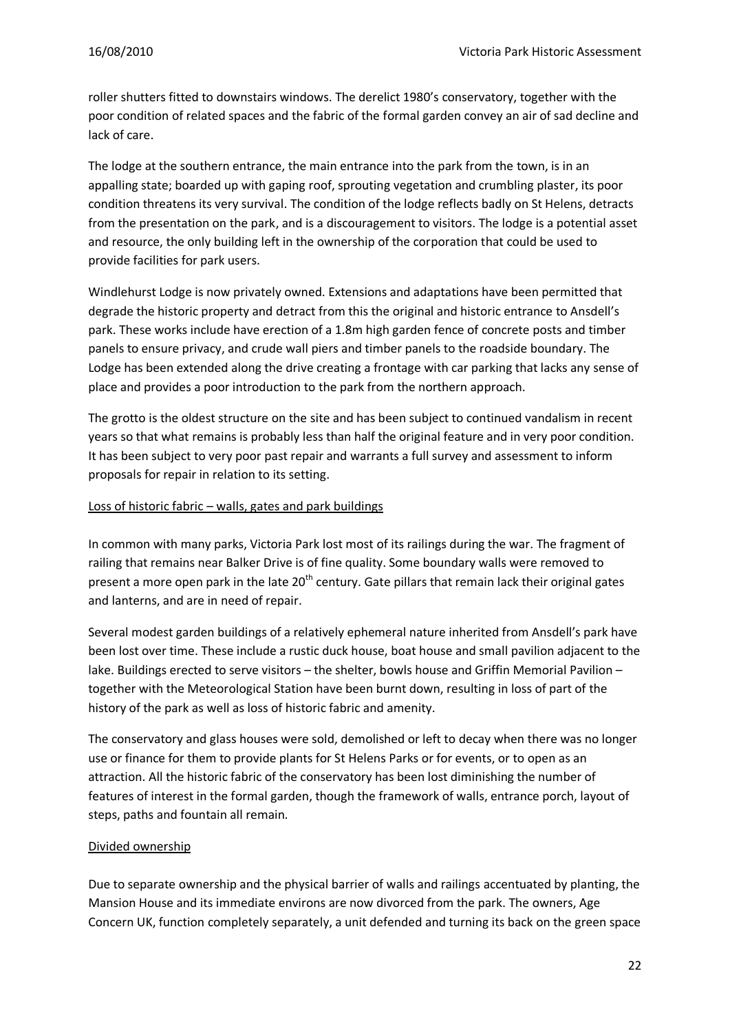roller shutters fitted to downstairs windows. The derelict 1980's conservatory, together with the poor condition of related spaces and the fabric of the formal garden convey an air of sad decline and lack of care.

The lodge at the southern entrance, the main entrance into the park from the town, is in an appalling state; boarded up with gaping roof, sprouting vegetation and crumbling plaster, its poor condition threatens its very survival. The condition of the lodge reflects badly on St Helens, detracts from the presentation on the park, and is a discouragement to visitors. The lodge is a potential asset and resource, the only building left in the ownership of the corporation that could be used to provide facilities for park users.

Windlehurst Lodge is now privately owned. Extensions and adaptations have been permitted that degrade the historic property and detract from this the original and historic entrance to Ansdell's park. These works include have erection of a 1.8m high garden fence of concrete posts and timber panels to ensure privacy, and crude wall piers and timber panels to the roadside boundary. The Lodge has been extended along the drive creating a frontage with car parking that lacks any sense of place and provides a poor introduction to the park from the northern approach.

The grotto is the oldest structure on the site and has been subject to continued vandalism in recent years so that what remains is probably less than half the original feature and in very poor condition. It has been subject to very poor past repair and warrants a full survey and assessment to inform proposals for repair in relation to its setting.

Loss of historic fabric – walls, gates and park buildings

In common with many parks, Victoria Park lost most of its railings during the war. The fragment of railing that remains near Balker Drive is of fine quality. Some boundary walls were removed to present a more open park in the late 20th century. Gate pillars that remain lack their original gates and lanterns, and are in need of repair.

Several modest garden buildings of a relatively ephemeral nature inherited from Ansdell's park have been lost over time. These include a rustic duck house, boat house and small pavilion adjacent to the lake. Buildings erected to serve visitors – the shelter, bowls house and Griffin Memorial Pavilion – together with the Meteorological Station have been burnt down, resulting in loss of part of the history of the park as well as loss of historic fabric and amenity.

The conservatory and glass houses were sold, demolished or left to decay when there was no longer use or finance for them to provide plants for St Helens Parks or for events, or to open as an attraction. All the historic fabric of the conservatory has been lost diminishing the number of features of interest in the formal garden, though the framework of walls, entrance porch, layout of steps, paths and fountain all remain.

Divided ownership

Due to separate ownership and the physical barrier of walls and railings accentuated by planting, the Mansion House and its immediate environs are now divorced from the park. The owners, Age Concern UK, function completely separately, a unit defended and turning its back on the green space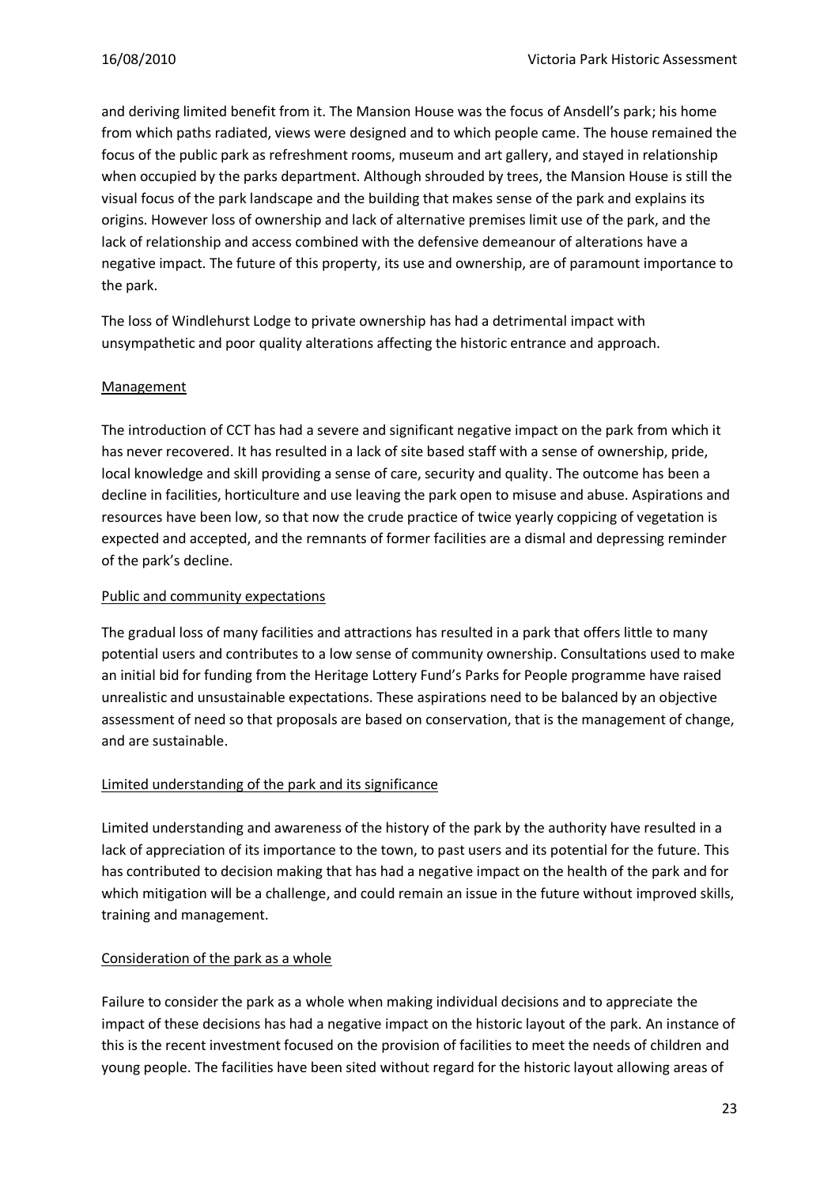and deriving limited benefit from it. The Mansion House was the focus of Ansdell's park; his home from which paths radiated, views were designed and to which people came. The house remained the focus of the public park as refreshment rooms, museum and art gallery, and stayed in relationship when occupied by the parks department. Although shrouded by trees, the Mansion House is still the visual focus of the park landscape and the building that makes sense of the park and explains its origins. However loss of ownership and lack of alternative premises limit use of the park, and the lack of relationship and access combined with the defensive demeanour of alterations have a negative impact. The future of this property, its use and ownership, are of paramount importance to the park.

The loss of Windlehurst Lodge to private ownership has had a detrimental impact with unsympathetic and poor quality alterations affecting the historic entrance and approach.

Management

The introduction of CCT has had a severe and significant negative impact on the park from which it has never recovered. It has resulted in a lack of site based staff with a sense of ownership, pride, local knowledge and skill providing a sense of care, security and quality. The outcome has been a decline in facilities, horticulture and use leaving the park open to misuse and abuse. Aspirations and resources have been low, so that now the crude practice of twice yearly coppicing of vegetation is expected and accepted, and the remnants of former facilities are a dismal and depressing reminder of the park's decline.

Public and community expectations

The gradual loss of many facilities and attractions has resulted in a park that offers little to many potential users and contributes to a low sense of community ownership. Consultations used to make an initial bid for funding from the Heritage Lottery Fund's Parks for People programme have raised unrealistic and unsustainable expectations. These aspirations need to be balanced by an objective assessment of need so that proposals are based on conservation, that is the management of change, and are sustainable.

Limited understanding of the park and its significance

Limited understanding and awareness of the history of the park by the authority have resulted in a lack of appreciation of its importance to the town, to past users and its potential for the future. This has contributed to decision making that has had a negative impact on the health of the park and for which mitigation will be a challenge, and could remain an issue in the future without improved skills, training and management.

Consideration of the park as a whole

Failure to consider the park as a whole when making individual decisions and to appreciate the impact of these decisions has had a negative impact on the historic layout of the park. An instance of this is the recent investment focused on the provision of facilities to meet the needs of children and young people. The facilities have been sited without regard for the historic layout allowing areas of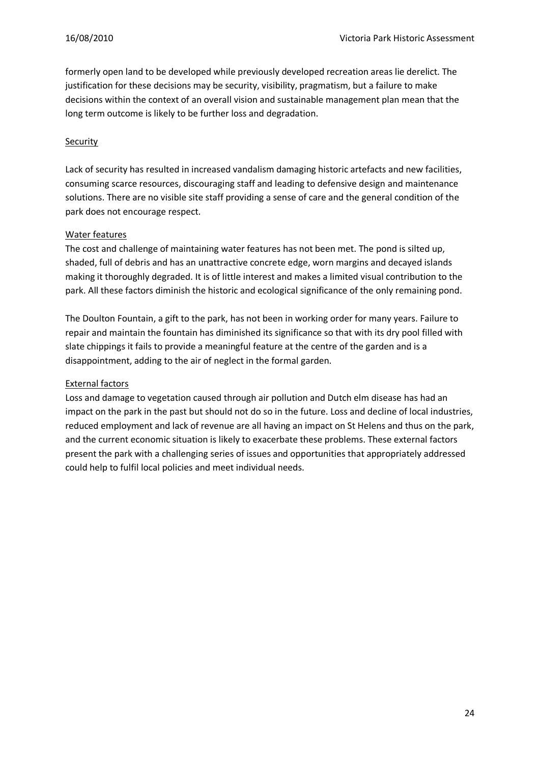formerly open land to be developed while previously developed recreation areas lie derelict. The justification for these decisions may be security, visibility, pragmatism, but a failure to make decisions within the context of an overall vision and sustainable management plan mean that the long term outcome is likely to be further loss and degradation.

### Security

Lack of security has resulted in increased vandalism damaging historic artefacts and new facilities, consuming scarce resources, discouraging staff and leading to defensive design and maintenance solutions. There are no visible site staff providing a sense of care and the general condition of the park does not encourage respect.

### Water features

The cost and challenge of maintaining water features has not been met. The pond is silted up, shaded, full of debris and has an unattractive concrete edge, worn margins and decayed islands making it thoroughly degraded. It is of little interest and makes a limited visual contribution to the park. All these factors diminish the historic and ecological significance of the only remaining pond.

The Doulton Fountain, a gift to the park, has not been in working order for many years. Failure to repair and maintain the fountain has diminished its significance so that with its dry pool filled with slate chippings it fails to provide a meaningful feature at the centre of the garden and is a disappointment, adding to the air of neglect in the formal garden.

### External factors

Loss and damage to vegetation caused through air pollution and Dutch elm disease has had an impact on the park in the past but should not do so in the future. Loss and decline of local industries, reduced employment and lack of revenue are all having an impact on St Helens and thus on the park, and the current economic situation is likely to exacerbate these problems. These external factors present the park with a challenging series of issues and opportunities that appropriately addressed could help to fulfil local policies and meet individual needs.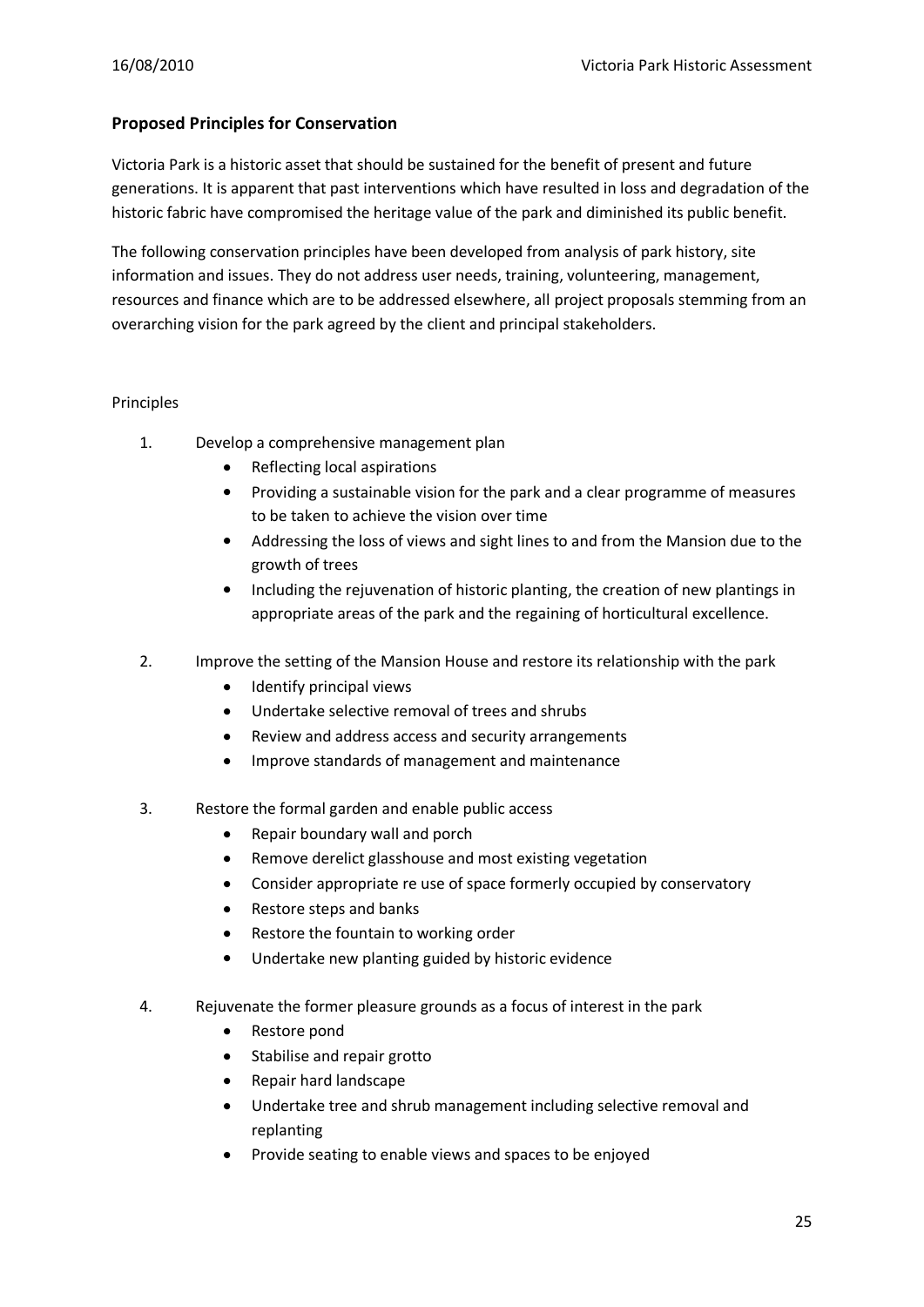## Proposed Principles for Conservation

Victoria Park is a historic asset that should be sustained for the benefit of present and future generations. It is apparent that past interventions which have resulted in loss and degradation of the historic fabric have compromised the heritage value of the park and diminished its public benefit.

The following conservation principles have been developed from analysis of park history, site information and issues. They do not address user needs, training, volunteering, management, resources and finance which are to be addressed elsewhere, all project proposals stemming from an overarching vision for the park agreed by the client and principal stakeholders.

Principles

1. Develop a comprehensive management plan
    - Reflecting local aspirations
    - Providing a sustainable vision for the park and a clear programme of measures to be taken to achieve the vision over time
    - Addressing the loss of views and sight lines to and from the Mansion due to the growth of trees
    - Including the rejuvenation of historic planting, the creation of new plantings in appropriate areas of the park and the regaining of horticultural excellence.

2. Improve the setting of the Mansion House and restore its relationship with the park
    - Identify principal views
    - Undertake selective removal of trees and shrubs
    - Review and address access and security arrangements
    - Improve standards of management and maintenance

3. Restore the formal garden and enable public access
    - Repair boundary wall and porch
    - Remove derelict glasshouse and most existing vegetation
    - Consider appropriate re use of space formerly occupied by conservatory
    - Restore steps and banks
    - Restore the fountain to working order
    - Undertake new planting guided by historic evidence

4. Rejuvenate the former pleasure grounds as a focus of interest in the park
    - Restore pond
    - Stabilise and repair grotto
    - Repair hard landscape
    - Undertake tree and shrub management including selective removal and replanting
    - Provide seating to enable views and spaces to be enjoyed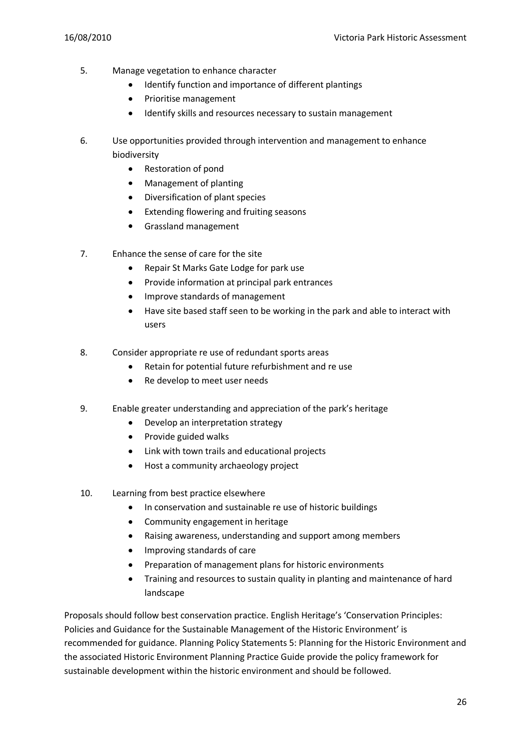5. Manage vegetation to enhance character
    - Identify function and importance of different plantings
    - Prioritise management
    - Identify skills and resources necessary to sustain management

6. Use opportunities provided through intervention and management to enhance biodiversity
    - Restoration of pond
    - Management of planting
    - Diversification of plant species
    - Extending flowering and fruiting seasons
    - Grassland management

7. Enhance the sense of care for the site
    - Repair St Marks Gate Lodge for park use
    - Provide information at principal park entrances
    - Improve standards of management
    - Have site based staff seen to be working in the park and able to interact with users

8. Consider appropriate re use of redundant sports areas
    - Retain for potential future refurbishment and re use
    - Re develop to meet user needs

9. Enable greater understanding and appreciation of the park's heritage
    - Develop an interpretation strategy
    - Provide guided walks
    - Link with town trails and educational projects
    - Host a community archaeology project

10. Learning from best practice elsewhere
    - In conservation and sustainable re use of historic buildings
    - Community engagement in heritage
    - Raising awareness, understanding and support among members
    - Improving standards of care
    - Preparation of management plans for historic environments
    - Training and resources to sustain quality in planting and maintenance of hard landscape

Proposals should follow best conservation practice. English Heritage's 'Conservation Principles: Policies and Guidance for the Sustainable Management of the Historic Environment' is recommended for guidance. Planning Policy Statements 5: Planning for the Historic Environment and the associated Historic Environment Planning Practice Guide provide the policy framework for sustainable development within the historic environment and should be followed.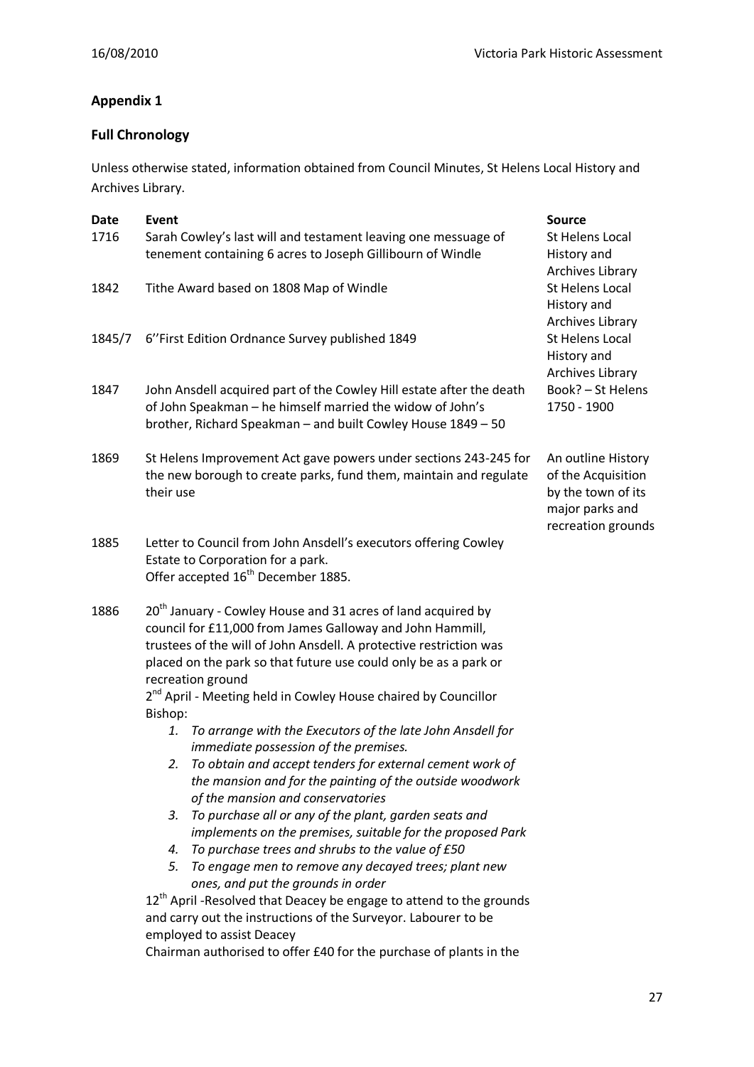## Appendix 1

## Full Chronology

Unless otherwise stated, information obtained from Council Minutes, St Helens Local History and Archives Library.

| Date | Event | Source |
|---|---|---|
| 1716 | Sarah Cowley's last will and testament leaving one messuage of tenement containing 6 acres to Joseph Gillibourn of Windle | St Helens Local History and Archives Library |
| 1842 | Tithe Award based on 1808 Map of Windle | St Helens Local History and Archives Library |
| 1845/7 | 6''First Edition Ordnance Survey published 1849 | St Helens Local History and Archives Library |
| 1847 | John Ansdell acquired part of the Cowley Hill estate after the death of John Speakman – he himself married the widow of John's brother, Richard Speakman – and built Cowley House 1849 – 50 | Book? – St Helens 1750 - 1900 |
| 1869 | St Helens Improvement Act gave powers under sections 243-245 for the new borough to create parks, fund them, maintain and regulate their use | An outline History of the Acquisition by the town of its major parks and recreation grounds |
| 1885 | Letter to Council from John Ansdell's executors offering Cowley Estate to Corporation for a park.<br>Offer accepted 16th December 1885. | |
| 1886 | 20th January - Cowley House and 31 acres of land acquired by council for £11,000 from James Galloway and John Hammill, trustees of the will of John Ansdell. A protective restriction was placed on the park so that future use could only be as a park or recreation ground<br>2nd April - Meeting held in Cowley House chaired by Councillor Bishop:<br>1. *To arrange with the Executors of the late John Ansdell for immediate possession of the premises.*<br>2. *To obtain and accept tenders for external cement work of the mansion and for the painting of the outside woodwork of the mansion and conservatories*<br>3. *To purchase all or any of the plant, garden seats and implements on the premises, suitable for the proposed Park*<br>4. *To purchase trees and shrubs to the value of £50*<br>5. *To engage men to remove any decayed trees; plant new ones, and put the grounds in order*<br>12th April -Resolved that Deacey be engage to attend to the grounds and carry out the instructions of the Surveyor. Labourer to be employed to assist Deacey<br>Chairman authorised to offer £40 for the purchase of plants in the | |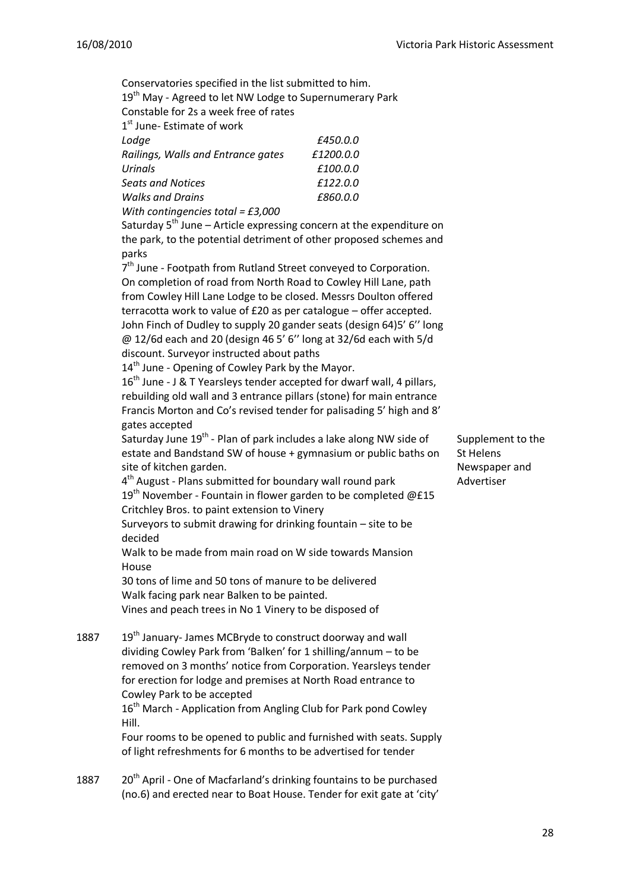Conservatories specified in the list submitted to him.

19th May - Agreed to let NW Lodge to Supernumerary Park Constable for 2s a week free of rates

1st June- Estimate of work

| | |
|---|---|
| *Lodge* | *£450.0.0* |
| *Railings, Walls and Entrance gates* | *£1200.0.0* |
| *Urinals* | *£100.0.0* |
| *Seats and Notices* | *£122.0.0* |
| *Walks and Drains* | *£860.0.0* |

*With contingencies total = £3,000*

Saturday 5th June – Article expressing concern at the expenditure on the park, to the potential detriment of other proposed schemes and parks

7th June - Footpath from Rutland Street conveyed to Corporation. On completion of road from North Road to Cowley Hill Lane, path from Cowley Hill Lane Lodge to be closed. Messrs Doulton offered terracotta work to value of £20 as per catalogue – offer accepted. John Finch of Dudley to supply 20 gander seats (design 64)5' 6'' long @ 12/6d each and 20 (design 46 5' 6'' long at 32/6d each with 5/d discount. Surveyor instructed about paths

14th June - Opening of Cowley Park by the Mayor.

16th June - J & T Yearsleys tender accepted for dwarf wall, 4 pillars, rebuilding old wall and 3 entrance pillars (stone) for main entrance Francis Morton and Co's revised tender for palisading 5' high and 8' gates accepted

Saturday June 19th - Plan of park includes a lake along NW side of estate and Bandstand SW of house + gymnasium or public baths on site of kitchen garden. *(Supplement to the St Helens Newspaper and Advertiser)*

4th August - Plans submitted for boundary wall round park

19th November - Fountain in flower garden to be completed @£15 Critchley Bros. to paint extension to Vinery

Surveyors to submit drawing for drinking fountain – site to be decided

Walk to be made from main road on W side towards Mansion House

30 tons of lime and 50 tons of manure to be delivered

Walk facing park near Balken to be painted.

Vines and peach trees in No 1 Vinery to be disposed of

1887 19th January- James MCBryde to construct doorway and wall dividing Cowley Park from 'Balken' for 1 shilling/annum – to be removed on 3 months' notice from Corporation. Yearsleys tender for erection for lodge and premises at North Road entrance to Cowley Park to be accepted

16th March - Application from Angling Club for Park pond Cowley Hill.

Four rooms to be opened to public and furnished with seats. Supply of light refreshments for 6 months to be advertised for tender

1887 20th April - One of Macfarland's drinking fountains to be purchased (no.6) and erected near to Boat House. Tender for exit gate at 'city'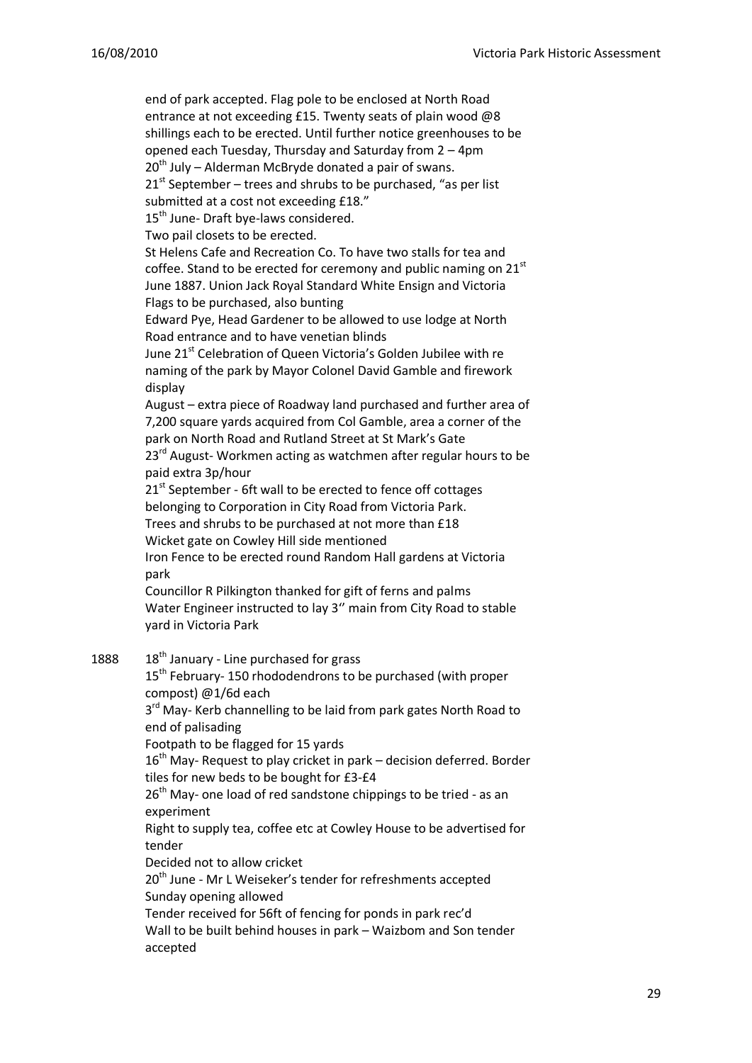end of park accepted. Flag pole to be enclosed at North Road entrance at not exceeding £15. Twenty seats of plain wood @8 shillings each to be erected. Until further notice greenhouses to be opened each Tuesday, Thursday and Saturday from 2 – 4pm

20th July – Alderman McBryde donated a pair of swans.

21st September – trees and shrubs to be purchased, "as per list submitted at a cost not exceeding £18."

15th June- Draft bye-laws considered.

Two pail closets to be erected.

St Helens Cafe and Recreation Co. To have two stalls for tea and coffee. Stand to be erected for ceremony and public naming on 21st June 1887. Union Jack Royal Standard White Ensign and Victoria Flags to be purchased, also bunting

Edward Pye, Head Gardener to be allowed to use lodge at North Road entrance and to have venetian blinds

June 21st Celebration of Queen Victoria's Golden Jubilee with re naming of the park by Mayor Colonel David Gamble and firework display

August – extra piece of Roadway land purchased and further area of 7,200 square yards acquired from Col Gamble, area a corner of the park on North Road and Rutland Street at St Mark's Gate

23rd August- Workmen acting as watchmen after regular hours to be paid extra 3p/hour

21st September - 6ft wall to be erected to fence off cottages belonging to Corporation in City Road from Victoria Park.

Trees and shrubs to be purchased at not more than £18

Wicket gate on Cowley Hill side mentioned

Iron Fence to be erected round Random Hall gardens at Victoria park

Councillor R Pilkington thanked for gift of ferns and palms

Water Engineer instructed to lay 3'' main from City Road to stable yard in Victoria Park

1888 18th January - Line purchased for grass

15th February- 150 rhododendrons to be purchased (with proper compost) @1/6d each

3rd May- Kerb channelling to be laid from park gates North Road to end of palisading

Footpath to be flagged for 15 yards

16th May- Request to play cricket in park – decision deferred. Border tiles for new beds to be bought for £3-£4

26th May- one load of red sandstone chippings to be tried - as an experiment

Right to supply tea, coffee etc at Cowley House to be advertised for tender

Decided not to allow cricket

20th June - Mr L Weiseker's tender for refreshments accepted

Sunday opening allowed

Tender received for 56ft of fencing for ponds in park rec'd

Wall to be built behind houses in park – Waizbom and Son tender accepted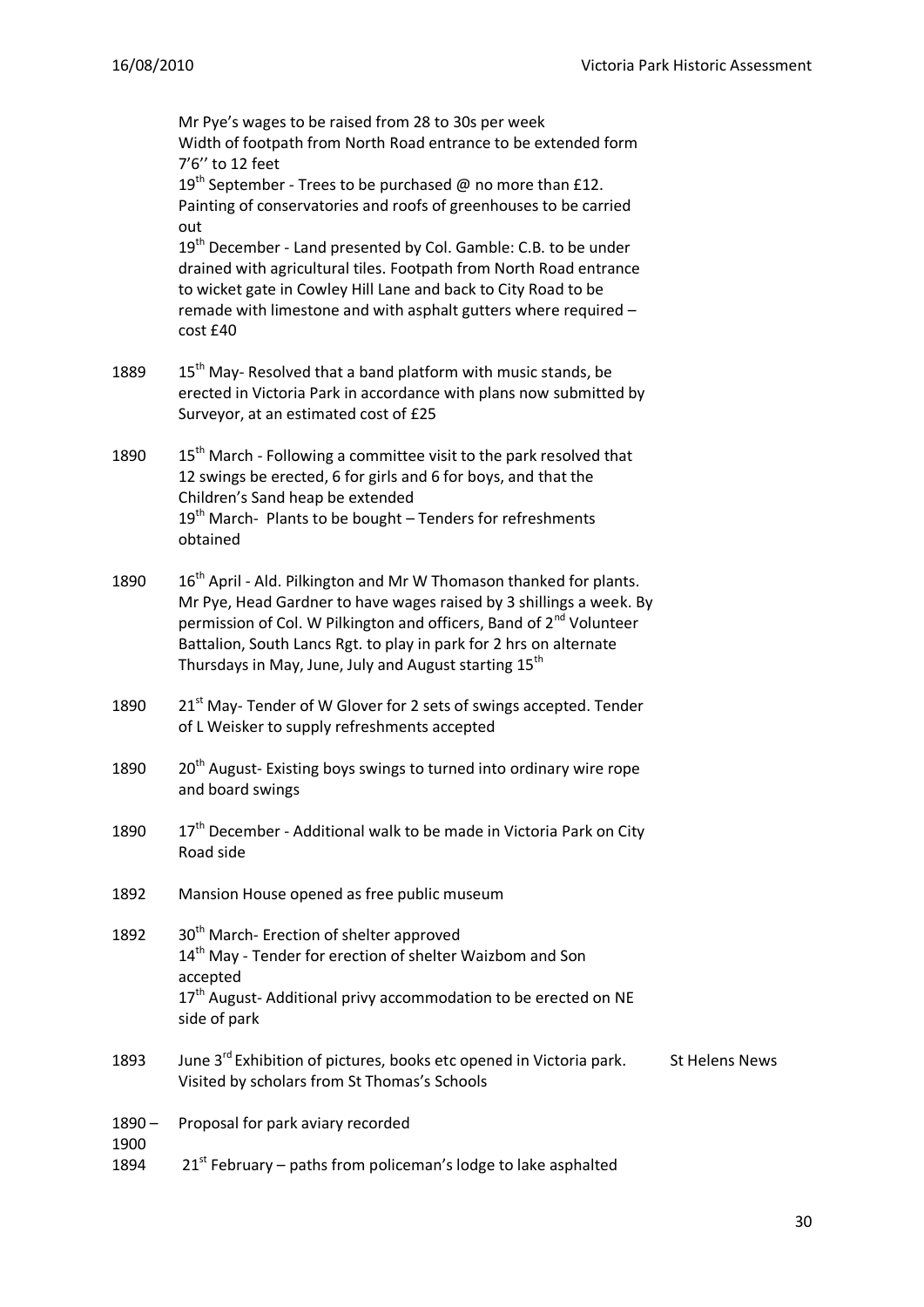| | | |
|---|---|---|
| | Mr Pye's wages to be raised from 28 to 30s per week<br>Width of footpath from North Road entrance to be extended form 7'6'' to 12 feet<br>19th September - Trees to be purchased @ no more than £12. Painting of conservatories and roofs of greenhouses to be carried out<br>19th December - Land presented by Col. Gamble: C.B. to be under drained with agricultural tiles. Footpath from North Road entrance to wicket gate in Cowley Hill Lane and back to City Road to be remade with limestone and with asphalt gutters where required – cost £40 | |
| 1889 | 15th May- Resolved that a band platform with music stands, be erected in Victoria Park in accordance with plans now submitted by Surveyor, at an estimated cost of £25 | |
| 1890 | 15th March - Following a committee visit to the park resolved that 12 swings be erected, 6 for girls and 6 for boys, and that the Children's Sand heap be extended<br>19th March- Plants to be bought – Tenders for refreshments obtained | |
| 1890 | 16th April - Ald. Pilkington and Mr W Thomason thanked for plants. Mr Pye, Head Gardner to have wages raised by 3 shillings a week. By permission of Col. W Pilkington and officers, Band of 2nd Volunteer Battalion, South Lancs Rgt. to play in park for 2 hrs on alternate Thursdays in May, June, July and August starting 15th | |
| 1890 | 21st May- Tender of W Glover for 2 sets of swings accepted. Tender of L Weisker to supply refreshments accepted | |
| 1890 | 20th August- Existing boys swings to turned into ordinary wire rope and board swings | |
| 1890 | 17th December - Additional walk to be made in Victoria Park on City Road side | |
| 1892 | Mansion House opened as free public museum | |
| 1892 | 30th March- Erection of shelter approved<br>14th May - Tender for erection of shelter Waizbom and Son accepted<br>17th August- Additional privy accommodation to be erected on NE side of park | |
| 1893 | June 3rd Exhibition of pictures, books etc opened in Victoria park. Visited by scholars from St Thomas's Schools | St Helens News |
| 1890 – 1900 | Proposal for park aviary recorded | |
| 1894 | 21st February – paths from policeman's lodge to lake asphalted | |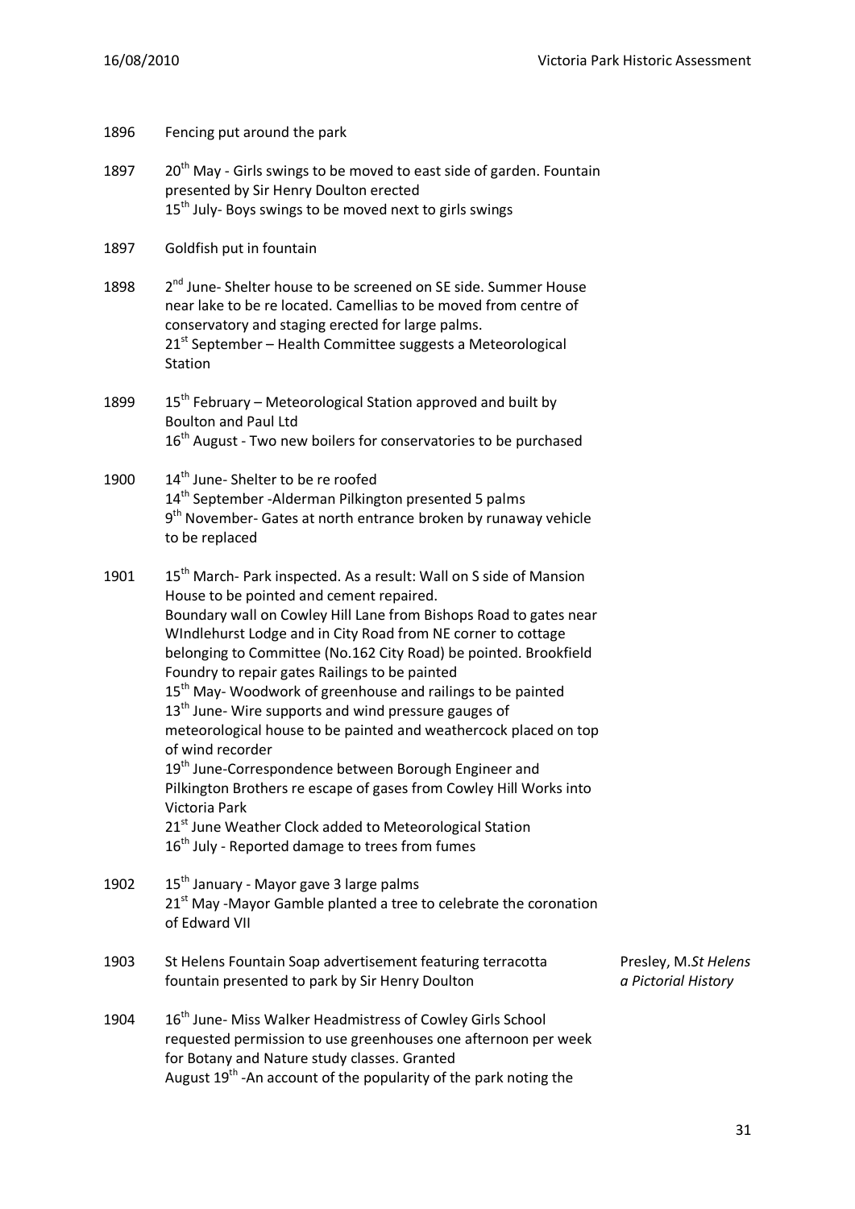| | | |
|---|---|---|
| 1896 | Fencing put around the park | |
| 1897 | 20th May - Girls swings to be moved to east side of garden. Fountain presented by Sir Henry Doulton erected<br>15th July- Boys swings to be moved next to girls swings | |
| 1897 | Goldfish put in fountain | |
| 1898 | 2nd June- Shelter house to be screened on SE side. Summer House near lake to be re located. Camellias to be moved from centre of conservatory and staging erected for large palms.<br>21st September – Health Committee suggests a Meteorological Station | |
| 1899 | 15th February – Meteorological Station approved and built by Boulton and Paul Ltd<br>16th August - Two new boilers for conservatories to be purchased | |
| 1900 | 14th June- Shelter to be re roofed<br>14th September -Alderman Pilkington presented 5 palms<br>9th November- Gates at north entrance broken by runaway vehicle to be replaced | |
| 1901 | 15th March- Park inspected. As a result: Wall on S side of Mansion House to be pointed and cement repaired.<br>Boundary wall on Cowley Hill Lane from Bishops Road to gates near WIndlehurst Lodge and in City Road from NE corner to cottage belonging to Committee (No.162 City Road) be pointed. Brookfield Foundry to repair gates Railings to be painted<br>15th May- Woodwork of greenhouse and railings to be painted<br>13th June- Wire supports and wind pressure gauges of meteorological house to be painted and weathercock placed on top of wind recorder<br>19th June-Correspondence between Borough Engineer and Pilkington Brothers re escape of gases from Cowley Hill Works into Victoria Park<br>21st June Weather Clock added to Meteorological Station<br>16th July - Reported damage to trees from fumes | |
| 1902 | 15th January - Mayor gave 3 large palms<br>21st May -Mayor Gamble planted a tree to celebrate the coronation of Edward VII | |
| 1903 | St Helens Fountain Soap advertisement featuring terracotta fountain presented to park by Sir Henry Doulton | Presley, M.*St Helens a Pictorial History* |
| 1904 | 16th June- Miss Walker Headmistress of Cowley Girls School requested permission to use greenhouses one afternoon per week for Botany and Nature study classes. Granted<br>August 19th -An account of the popularity of the park noting the | |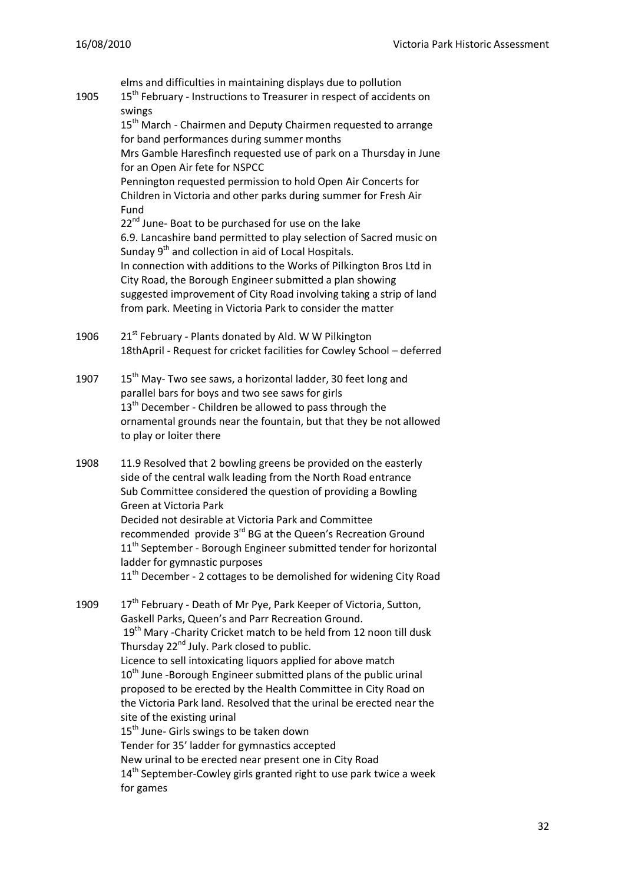elms and difficulties in maintaining displays due to pollution

1905 15th February - Instructions to Treasurer in respect of accidents on swings
15th March - Chairmen and Deputy Chairmen requested to arrange for band performances during summer months
Mrs Gamble Haresfinch requested use of park on a Thursday in June for an Open Air fete for NSPCC
Pennington requested permission to hold Open Air Concerts for Children in Victoria and other parks during summer for Fresh Air Fund
22nd June- Boat to be purchased for use on the lake
6.9. Lancashire band permitted to play selection of Sacred music on Sunday 9th and collection in aid of Local Hospitals.
In connection with additions to the Works of Pilkington Bros Ltd in City Road, the Borough Engineer submitted a plan showing suggested improvement of City Road involving taking a strip of land from park. Meeting in Victoria Park to consider the matter

1906 21st February - Plants donated by Ald. W W Pilkington
18thApril - Request for cricket facilities for Cowley School – deferred

1907 15th May- Two see saws, a horizontal ladder, 30 feet long and parallel bars for boys and two see saws for girls
13th December - Children be allowed to pass through the ornamental grounds near the fountain, but that they be not allowed to play or loiter there

1908 11.9 Resolved that 2 bowling greens be provided on the easterly side of the central walk leading from the North Road entrance
Sub Committee considered the question of providing a Bowling Green at Victoria Park
Decided not desirable at Victoria Park and Committee recommended provide 3rd BG at the Queen's Recreation Ground
11th September - Borough Engineer submitted tender for horizontal ladder for gymnastic purposes
11th December - 2 cottages to be demolished for widening City Road

1909 17th February - Death of Mr Pye, Park Keeper of Victoria, Sutton, Gaskell Parks, Queen's and Parr Recreation Ground.
19th Mary -Charity Cricket match to be held from 12 noon till dusk Thursday 22nd July. Park closed to public.
Licence to sell intoxicating liquors applied for above match
10th June -Borough Engineer submitted plans of the public urinal proposed to be erected by the Health Committee in City Road on the Victoria Park land. Resolved that the urinal be erected near the site of the existing urinal
15th June- Girls swings to be taken down
Tender for 35' ladder for gymnastics accepted
New urinal to be erected near present one in City Road
14th September-Cowley girls granted right to use park twice a week for games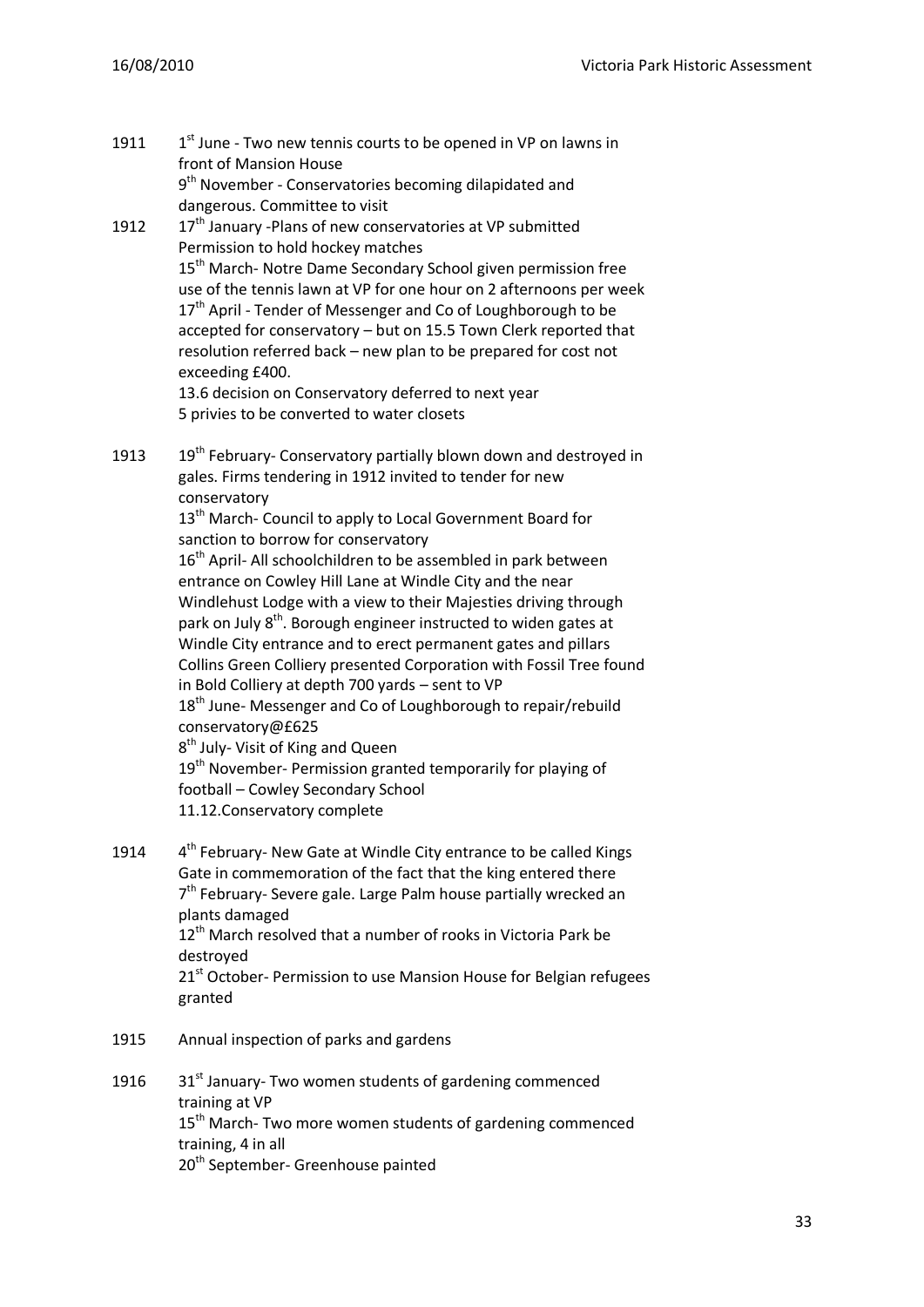1911 1st June - Two new tennis courts to be opened in VP on lawns in front of Mansion House
9th November - Conservatories becoming dilapidated and dangerous. Committee to visit

1912 17th January -Plans of new conservatories at VP submitted
Permission to hold hockey matches
15th March- Notre Dame Secondary School given permission free use of the tennis lawn at VP for one hour on 2 afternoons per week
17th April - Tender of Messenger and Co of Loughborough to be accepted for conservatory – but on 15.5 Town Clerk reported that resolution referred back – new plan to be prepared for cost not exceeding £400.
13.6 decision on Conservatory deferred to next year
5 privies to be converted to water closets

1913 19th February- Conservatory partially blown down and destroyed in gales. Firms tendering in 1912 invited to tender for new conservatory
13th March- Council to apply to Local Government Board for sanction to borrow for conservatory
16th April- All schoolchildren to be assembled in park between entrance on Cowley Hill Lane at Windle City and the near Windlehust Lodge with a view to their Majesties driving through park on July 8th. Borough engineer instructed to widen gates at Windle City entrance and to erect permanent gates and pillars
Collins Green Colliery presented Corporation with Fossil Tree found in Bold Colliery at depth 700 yards – sent to VP
18th June- Messenger and Co of Loughborough to repair/rebuild conservatory@£625
8th July- Visit of King and Queen
19th November- Permission granted temporarily for playing of football – Cowley Secondary School
11.12.Conservatory complete

1914 4th February- New Gate at Windle City entrance to be called Kings Gate in commemoration of the fact that the king entered there
7th February- Severe gale. Large Palm house partially wrecked an plants damaged
12th March resolved that a number of rooks in Victoria Park be destroyed
21st October- Permission to use Mansion House for Belgian refugees granted

1915 Annual inspection of parks and gardens

1916 31st January- Two women students of gardening commenced training at VP
15th March- Two more women students of gardening commenced training, 4 in all
20th September- Greenhouse painted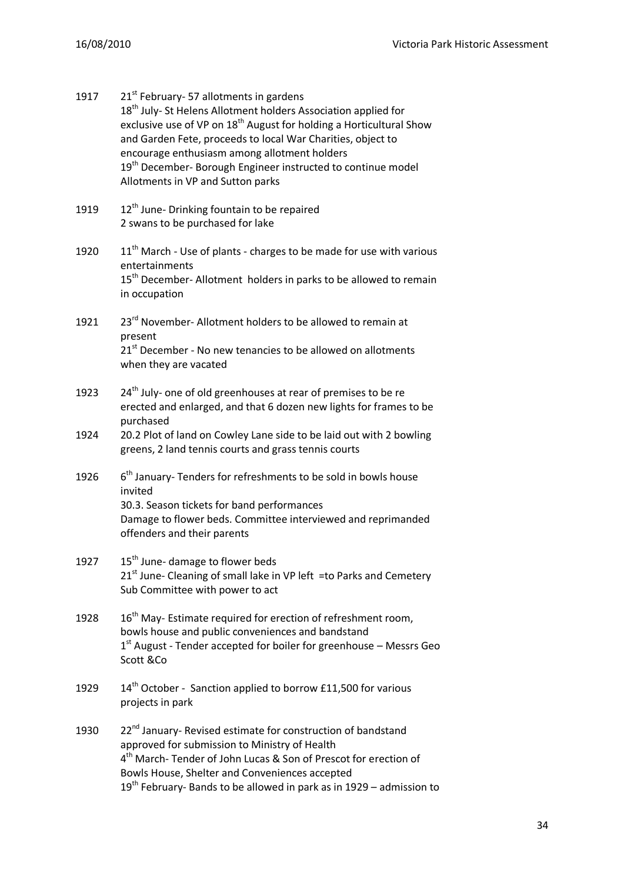1917 21st February- 57 allotments in gardens
18th July- St Helens Allotment holders Association applied for exclusive use of VP on 18th August for holding a Horticultural Show and Garden Fete, proceeds to local War Charities, object to encourage enthusiasm among allotment holders
19th December- Borough Engineer instructed to continue model Allotments in VP and Sutton parks

1919 12th June- Drinking fountain to be repaired
2 swans to be purchased for lake

1920 11th March - Use of plants - charges to be made for use with various entertainments
15th December- Allotment holders in parks to be allowed to remain in occupation

1921 23rd November- Allotment holders to be allowed to remain at present
21st December - No new tenancies to be allowed on allotments when they are vacated

1923 24th July- one of old greenhouses at rear of premises to be re erected and enlarged, and that 6 dozen new lights for frames to be purchased

1924 20.2 Plot of land on Cowley Lane side to be laid out with 2 bowling greens, 2 land tennis courts and grass tennis courts

1926 6th January- Tenders for refreshments to be sold in bowls house invited
30.3. Season tickets for band performances
Damage to flower beds. Committee interviewed and reprimanded offenders and their parents

1927 15th June- damage to flower beds
21st June- Cleaning of small lake in VP left =to Parks and Cemetery Sub Committee with power to act

1928 16th May- Estimate required for erection of refreshment room, bowls house and public conveniences and bandstand
1st August - Tender accepted for boiler for greenhouse – Messrs Geo Scott &Co

1929 14th October - Sanction applied to borrow £11,500 for various projects in park

1930 22nd January- Revised estimate for construction of bandstand approved for submission to Ministry of Health
4th March- Tender of John Lucas & Son of Prescot for erection of Bowls House, Shelter and Conveniences accepted
19th February- Bands to be allowed in park as in 1929 – admission to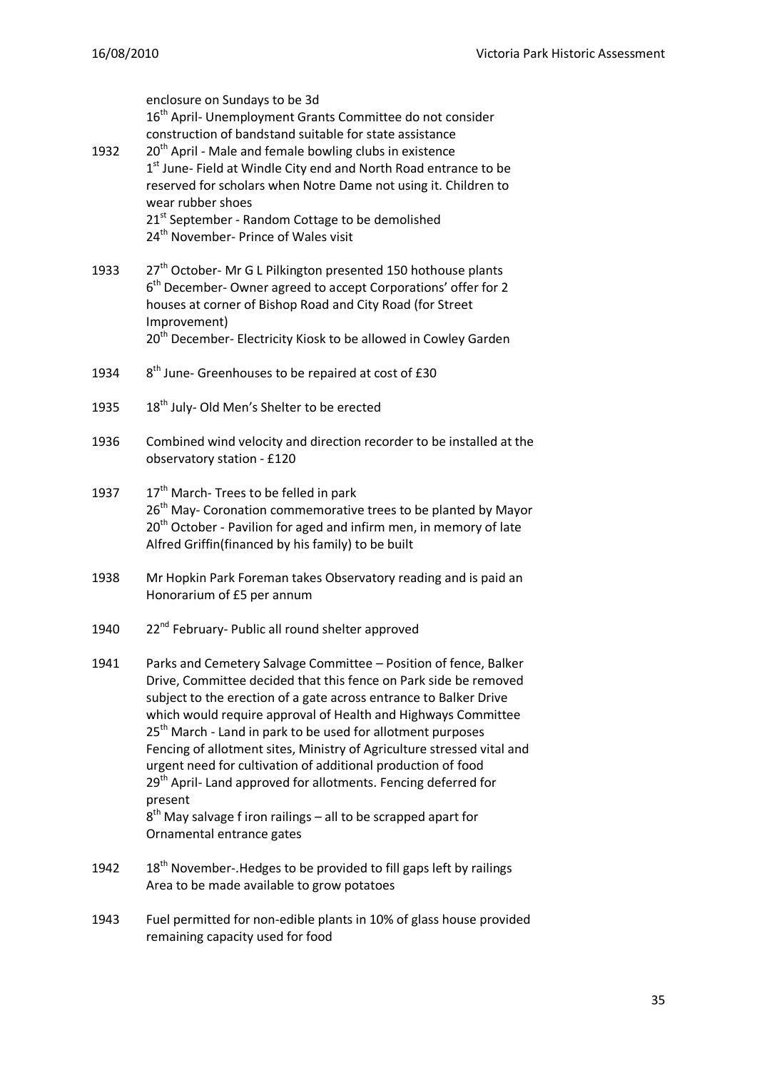| | |
|---|---|
| | enclosure on Sundays to be 3d<br>16th April- Unemployment Grants Committee do not consider construction of bandstand suitable for state assistance |
| 1932 | 20th April - Male and female bowling clubs in existence<br>1st June- Field at Windle City end and North Road entrance to be reserved for scholars when Notre Dame not using it. Children to wear rubber shoes<br>21st September - Random Cottage to be demolished<br>24th November- Prince of Wales visit |
| 1933 | 27th October- Mr G L Pilkington presented 150 hothouse plants<br>6th December- Owner agreed to accept Corporations' offer for 2 houses at corner of Bishop Road and City Road (for Street Improvement)<br>20th December- Electricity Kiosk to be allowed in Cowley Garden |
| 1934 | 8th June- Greenhouses to be repaired at cost of £30 |
| 1935 | 18th July- Old Men's Shelter to be erected |
| 1936 | Combined wind velocity and direction recorder to be installed at the observatory station - £120 |
| 1937 | 17th March- Trees to be felled in park<br>26th May- Coronation commemorative trees to be planted by Mayor<br>20th October - Pavilion for aged and infirm men, in memory of late Alfred Griffin(financed by his family) to be built |
| 1938 | Mr Hopkin Park Foreman takes Observatory reading and is paid an Honorarium of £5 per annum |
| 1940 | 22nd February- Public all round shelter approved |
| 1941 | Parks and Cemetery Salvage Committee – Position of fence, Balker Drive, Committee decided that this fence on Park side be removed subject to the erection of a gate across entrance to Balker Drive which would require approval of Health and Highways Committee<br>25th March - Land in park to be used for allotment purposes<br>Fencing of allotment sites, Ministry of Agriculture stressed vital and urgent need for cultivation of additional production of food<br>29th April- Land approved for allotments. Fencing deferred for present<br>8th May salvage f iron railings – all to be scrapped apart for Ornamental entrance gates |
| 1942 | 18th November-.Hedges to be provided to fill gaps left by railings<br>Area to be made available to grow potatoes |
| 1943 | Fuel permitted for non-edible plants in 10% of glass house provided remaining capacity used for food |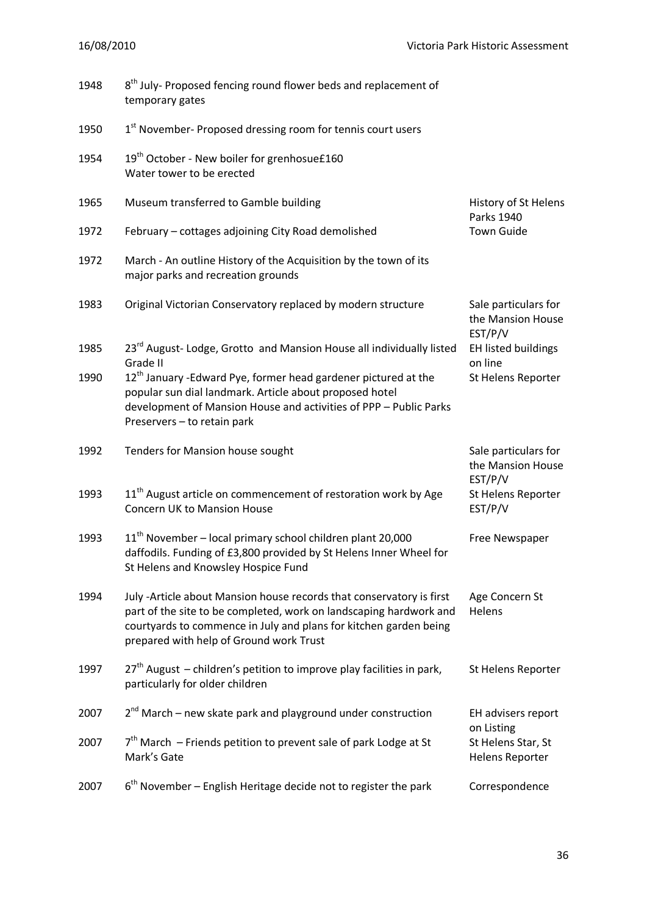| | | |
|---|---|---|
| 1948 | 8th July- Proposed fencing round flower beds and replacement of temporary gates | |
| 1950 | 1st November- Proposed dressing room for tennis court users | |
| 1954 | 19th October - New boiler for grenhosue£160<br>Water tower to be erected | |
| 1965 | Museum transferred to Gamble building | History of St Helens Parks 1940 |
| 1972 | February – cottages adjoining City Road demolished | Town Guide |
| 1972 | March - An outline History of the Acquisition by the town of its major parks and recreation grounds | |
| 1983 | Original Victorian Conservatory replaced by modern structure | Sale particulars for the Mansion House EST/P/V |
| 1985 | 23rd August- Lodge, Grotto and Mansion House all individually listed Grade II | EH listed buildings on line |
| 1990 | 12th January -Edward Pye, former head gardener pictured at the popular sun dial landmark. Article about proposed hotel development of Mansion House and activities of PPP – Public Parks Preservers – to retain park | St Helens Reporter |
| 1992 | Tenders for Mansion house sought | Sale particulars for the Mansion House EST/P/V |
| 1993 | 11th August article on commencement of restoration work by Age Concern UK to Mansion House | St Helens Reporter EST/P/V |
| 1993 | 11th November – local primary school children plant 20,000 daffodils. Funding of £3,800 provided by St Helens Inner Wheel for St Helens and Knowsley Hospice Fund | Free Newspaper |
| 1994 | July -Article about Mansion house records that conservatory is first part of the site to be completed, work on landscaping hardwork and courtyards to commence in July and plans for kitchen garden being prepared with help of Ground work Trust | Age Concern St Helens |
| 1997 | 27th August – children's petition to improve play facilities in park, particularly for older children | St Helens Reporter |
| 2007 | 2nd March – new skate park and playground under construction | EH advisers report on Listing |
| 2007 | 7th March – Friends petition to prevent sale of park Lodge at St Mark's Gate | St Helens Star, St Helens Reporter |
| 2007 | 6th November – English Heritage decide not to register the park | Correspondence |